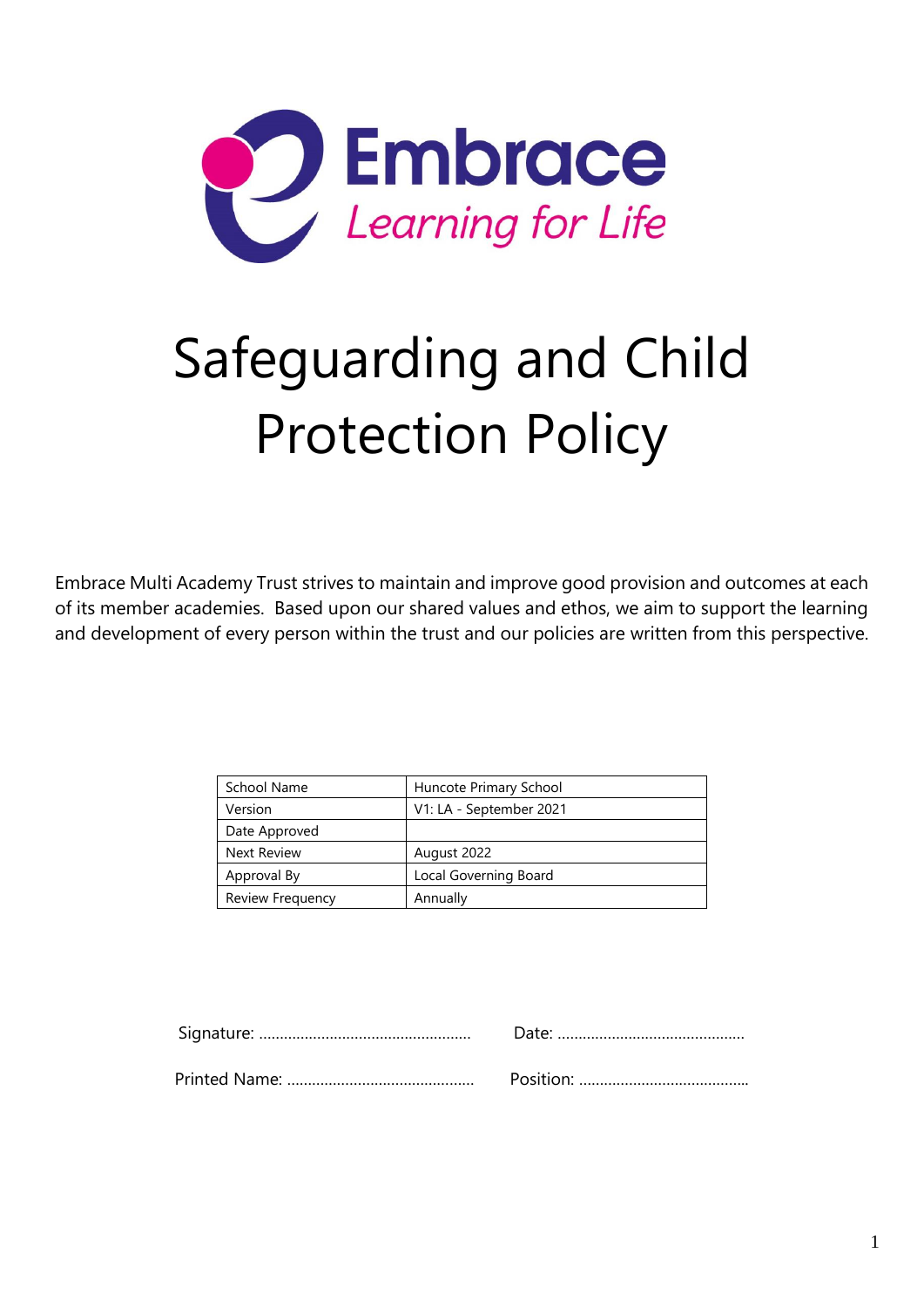Embrace

*Learning for Life*

# Safeguarding and Child Protection Policy

Embrace Multi Academy Trust strives to maintain and improve good provision and outcomes at each of its member academies. Based upon our shared values and ethos, we aim to support the learning and development of every person within the trust and our policies are written from this perspective.

| | |
|---|---|
| School Name | Huncote Primary School |
| Version | V1: LA - September 2021 |
| Date Approved | |
| Next Review | August 2022 |
| Approval By | Local Governing Board |
| Review Frequency | Annually |

Signature: ……………………………………………… Date: ………………………………………

Printed Name: ……………………………………… Position: …………………………………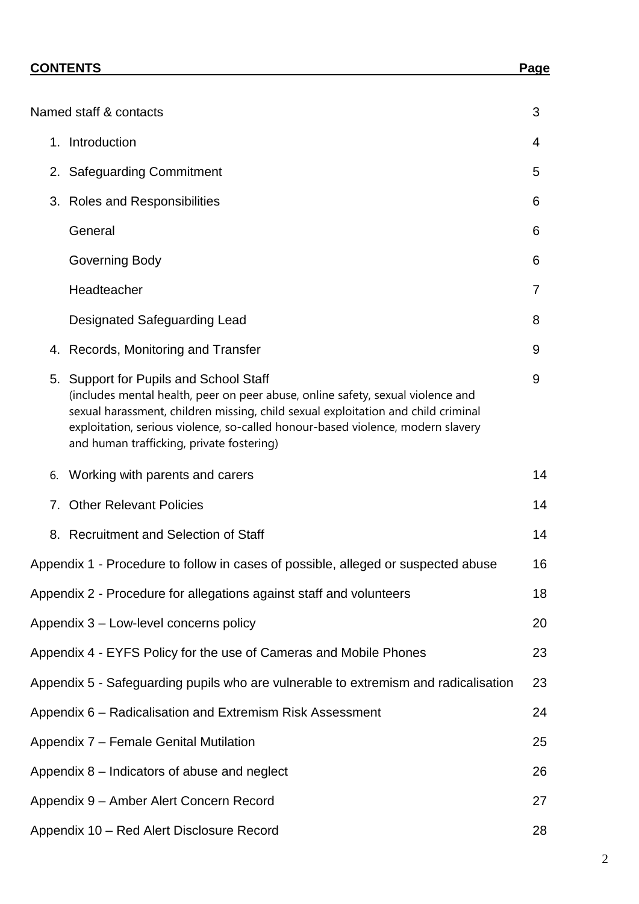**CONTENTS** **Page**

| | |
|---|---|
| Named staff & contacts | 3 |
| 1. Introduction | 4 |
| 2. Safeguarding Commitment | 5 |
| 3. Roles and Responsibilities | 6 |
| General | 6 |
| Governing Body | 6 |
| Headteacher | 7 |
| Designated Safeguarding Lead | 8 |
| 4. Records, Monitoring and Transfer | 9 |
| 5. Support for Pupils and School Staff (includes mental health, peer on peer abuse, online safety, sexual violence and sexual harassment, children missing, child sexual exploitation and child criminal exploitation, serious violence, so-called honour-based violence, modern slavery and human trafficking, private fostering) | 9 |
| 6. Working with parents and carers | 14 |
| 7. Other Relevant Policies | 14 |
| 8. Recruitment and Selection of Staff | 14 |
| Appendix 1 - Procedure to follow in cases of possible, alleged or suspected abuse | 16 |
| Appendix 2 - Procedure for allegations against staff and volunteers | 18 |
| Appendix 3 – Low-level concerns policy | 20 |
| Appendix 4 - EYFS Policy for the use of Cameras and Mobile Phones | 23 |
| Appendix 5 - Safeguarding pupils who are vulnerable to extremism and radicalisation | 23 |
| Appendix 6 – Radicalisation and Extremism Risk Assessment | 24 |
| Appendix 7 – Female Genital Mutilation | 25 |
| Appendix 8 – Indicators of abuse and neglect | 26 |
| Appendix 9 – Amber Alert Concern Record | 27 |
| Appendix 10 – Red Alert Disclosure Record | 28 |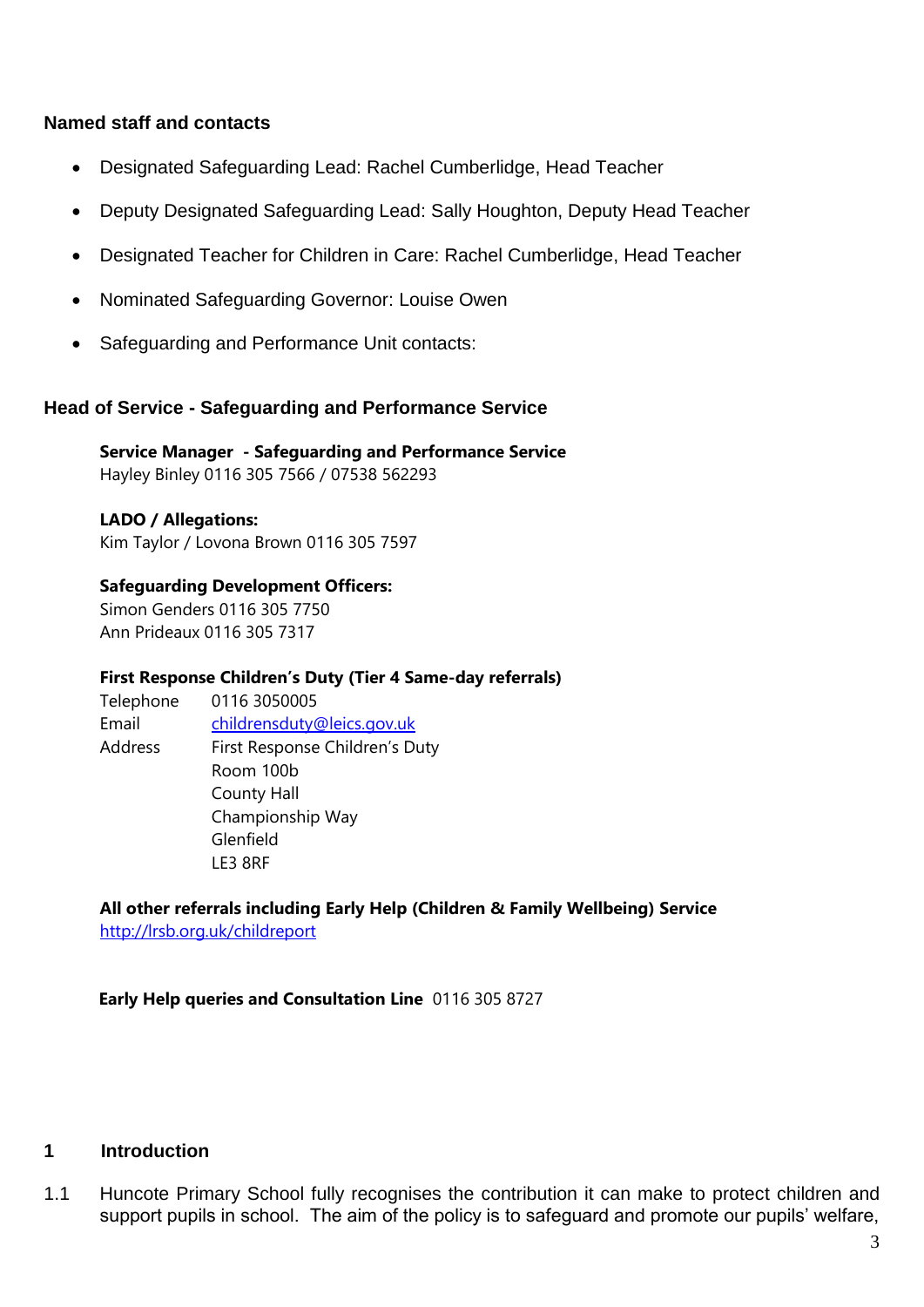### Named staff and contacts

- Designated Safeguarding Lead: Rachel Cumberlidge, Head Teacher
- Deputy Designated Safeguarding Lead: Sally Houghton, Deputy Head Teacher
- Designated Teacher for Children in Care: Rachel Cumberlidge, Head Teacher
- Nominated Safeguarding Governor: Louise Owen
- Safeguarding and Performance Unit contacts:

### Head of Service - Safeguarding and Performance Service

**Service Manager - Safeguarding and Performance Service**
Hayley Binley 0116 305 7566 / 07538 562293

**LADO / Allegations:**
Kim Taylor / Lovona Brown 0116 305 7597

**Safeguarding Development Officers:**
Simon Genders 0116 305 7750
Ann Prideaux 0116 305 7317

**First Response Children's Duty (Tier 4 Same-day referrals)**

Telephone 0116 3050005
Email childrensduty@leics.gov.uk
Address First Response Children's Duty
Room 100b
County Hall
Championship Way
Glenfield
LE3 8RF

**All other referrals including Early Help (Children & Family Wellbeing) Service**
http://lrsb.org.uk/childreport

**Early Help queries and Consultation Line** 0116 305 8727

## 1 Introduction

1.1 Huncote Primary School fully recognises the contribution it can make to protect children and support pupils in school. The aim of the policy is to safeguard and promote our pupils' welfare,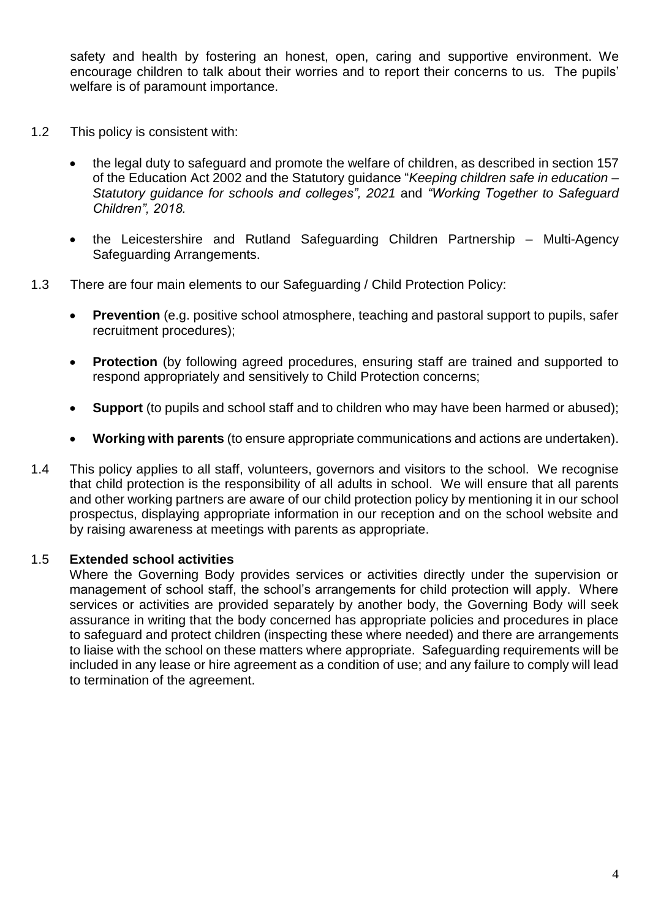safety and health by fostering an honest, open, caring and supportive environment. We encourage children to talk about their worries and to report their concerns to us. The pupils' welfare is of paramount importance.

1.2 This policy is consistent with:

- the legal duty to safeguard and promote the welfare of children, as described in section 157 of the Education Act 2002 and the Statutory guidance "*Keeping children safe in education – Statutory guidance for schools and colleges", 2021* and *"Working Together to Safeguard Children", 2018.*
- the Leicestershire and Rutland Safeguarding Children Partnership – Multi-Agency Safeguarding Arrangements.

1.3 There are four main elements to our Safeguarding / Child Protection Policy:

- **Prevention** (e.g. positive school atmosphere, teaching and pastoral support to pupils, safer recruitment procedures);
- **Protection** (by following agreed procedures, ensuring staff are trained and supported to respond appropriately and sensitively to Child Protection concerns;
- **Support** (to pupils and school staff and to children who may have been harmed or abused);
- **Working with parents** (to ensure appropriate communications and actions are undertaken).

1.4 This policy applies to all staff, volunteers, governors and visitors to the school. We recognise that child protection is the responsibility of all adults in school. We will ensure that all parents and other working partners are aware of our child protection policy by mentioning it in our school prospectus, displaying appropriate information in our reception and on the school website and by raising awareness at meetings with parents as appropriate.

1.5 **Extended school activities**

Where the Governing Body provides services or activities directly under the supervision or management of school staff, the school's arrangements for child protection will apply. Where services or activities are provided separately by another body, the Governing Body will seek assurance in writing that the body concerned has appropriate policies and procedures in place to safeguard and protect children (inspecting these where needed) and there are arrangements to liaise with the school on these matters where appropriate. Safeguarding requirements will be included in any lease or hire agreement as a condition of use; and any failure to comply will lead to termination of the agreement.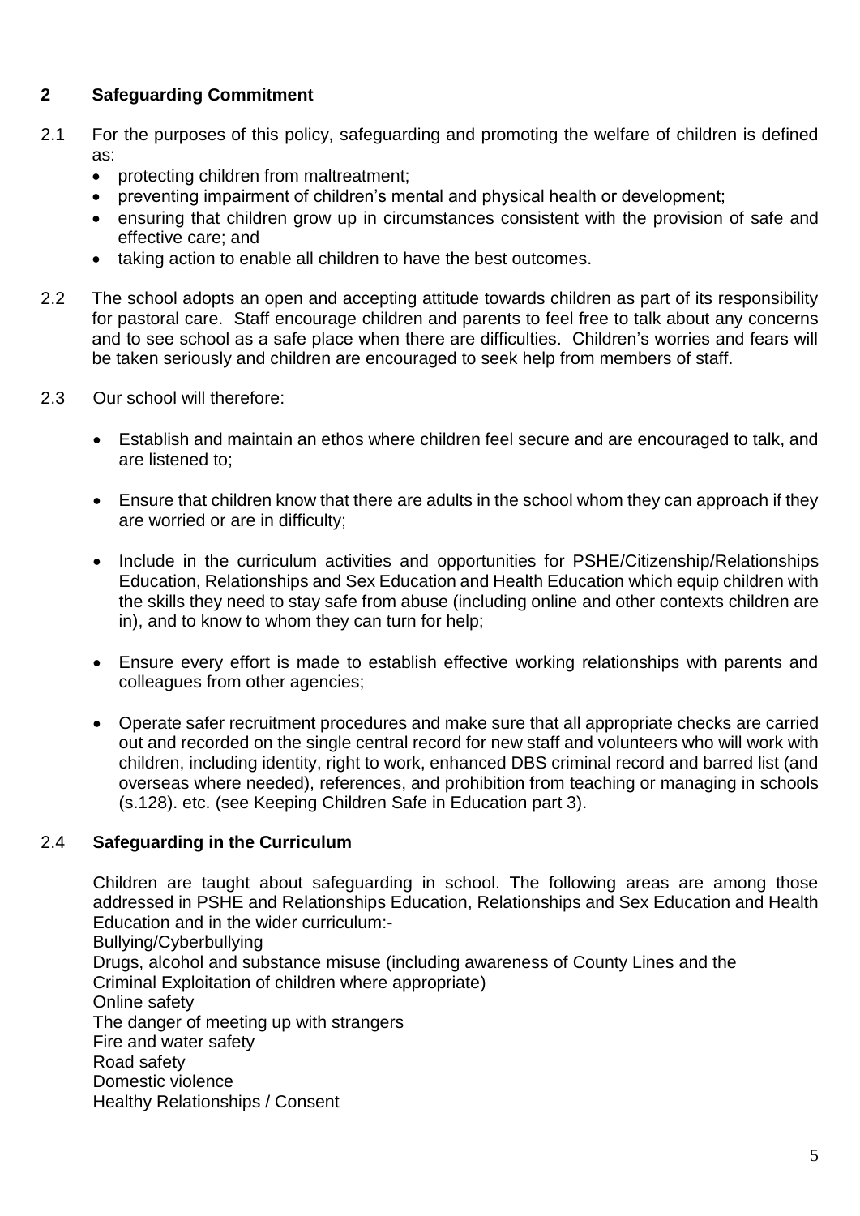## 2 Safeguarding Commitment

2.1 For the purposes of this policy, safeguarding and promoting the welfare of children is defined as:

- protecting children from maltreatment;
- preventing impairment of children's mental and physical health or development;
- ensuring that children grow up in circumstances consistent with the provision of safe and effective care; and
- taking action to enable all children to have the best outcomes.

2.2 The school adopts an open and accepting attitude towards children as part of its responsibility for pastoral care. Staff encourage children and parents to feel free to talk about any concerns and to see school as a safe place when there are difficulties. Children's worries and fears will be taken seriously and children are encouraged to seek help from members of staff.

2.3 Our school will therefore:

- Establish and maintain an ethos where children feel secure and are encouraged to talk, and are listened to;
- Ensure that children know that there are adults in the school whom they can approach if they are worried or are in difficulty;
- Include in the curriculum activities and opportunities for PSHE/Citizenship/Relationships Education, Relationships and Sex Education and Health Education which equip children with the skills they need to stay safe from abuse (including online and other contexts children are in), and to know to whom they can turn for help;
- Ensure every effort is made to establish effective working relationships with parents and colleagues from other agencies;
- Operate safer recruitment procedures and make sure that all appropriate checks are carried out and recorded on the single central record for new staff and volunteers who will work with children, including identity, right to work, enhanced DBS criminal record and barred list (and overseas where needed), references, and prohibition from teaching or managing in schools (s.128). etc. (see Keeping Children Safe in Education part 3).

### 2.4 Safeguarding in the Curriculum

Children are taught about safeguarding in school. The following areas are among those addressed in PSHE and Relationships Education, Relationships and Sex Education and Health Education and in the wider curriculum:-

Bullying/Cyberbullying
Drugs, alcohol and substance misuse (including awareness of County Lines and the Criminal Exploitation of children where appropriate)
Online safety
The danger of meeting up with strangers
Fire and water safety
Road safety
Domestic violence
Healthy Relationships / Consent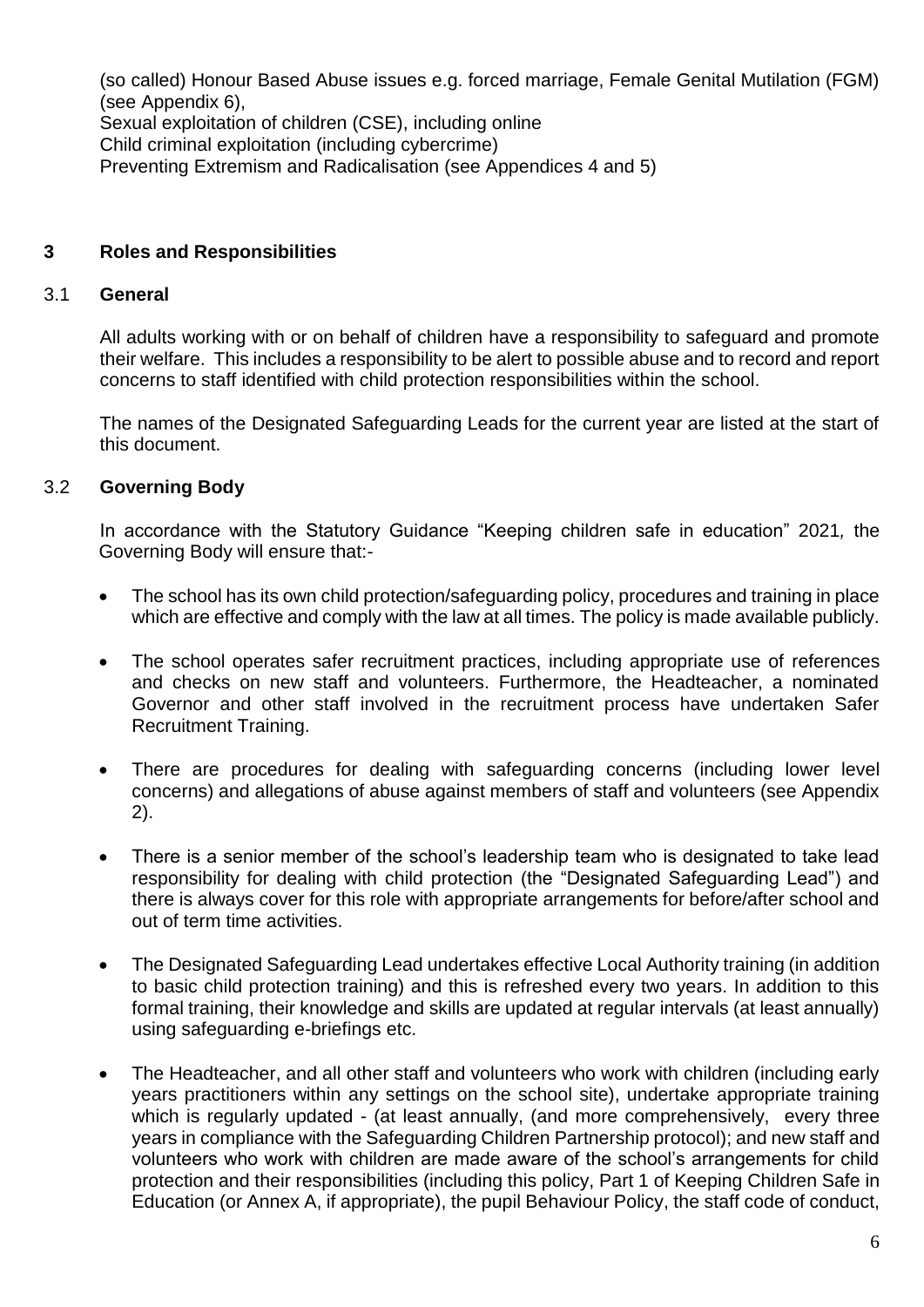(so called) Honour Based Abuse issues e.g. forced marriage, Female Genital Mutilation (FGM) (see Appendix 6),
Sexual exploitation of children (CSE), including online
Child criminal exploitation (including cybercrime)
Preventing Extremism and Radicalisation (see Appendices 4 and 5)

## 3 Roles and Responsibilities

### 3.1 General

All adults working with or on behalf of children have a responsibility to safeguard and promote their welfare. This includes a responsibility to be alert to possible abuse and to record and report concerns to staff identified with child protection responsibilities within the school.

The names of the Designated Safeguarding Leads for the current year are listed at the start of this document.

### 3.2 Governing Body

In accordance with the Statutory Guidance "Keeping children safe in education" 2021, the Governing Body will ensure that:-

- The school has its own child protection/safeguarding policy, procedures and training in place which are effective and comply with the law at all times. The policy is made available publicly.
- The school operates safer recruitment practices, including appropriate use of references and checks on new staff and volunteers. Furthermore, the Headteacher, a nominated Governor and other staff involved in the recruitment process have undertaken Safer Recruitment Training.
- There are procedures for dealing with safeguarding concerns (including lower level concerns) and allegations of abuse against members of staff and volunteers (see Appendix 2).
- There is a senior member of the school's leadership team who is designated to take lead responsibility for dealing with child protection (the "Designated Safeguarding Lead") and there is always cover for this role with appropriate arrangements for before/after school and out of term time activities.
- The Designated Safeguarding Lead undertakes effective Local Authority training (in addition to basic child protection training) and this is refreshed every two years. In addition to this formal training, their knowledge and skills are updated at regular intervals (at least annually) using safeguarding e-briefings etc.
- The Headteacher, and all other staff and volunteers who work with children (including early years practitioners within any settings on the school site), undertake appropriate training which is regularly updated - (at least annually, (and more comprehensively, every three years in compliance with the Safeguarding Children Partnership protocol); and new staff and volunteers who work with children are made aware of the school's arrangements for child protection and their responsibilities (including this policy, Part 1 of Keeping Children Safe in Education (or Annex A, if appropriate), the pupil Behaviour Policy, the staff code of conduct,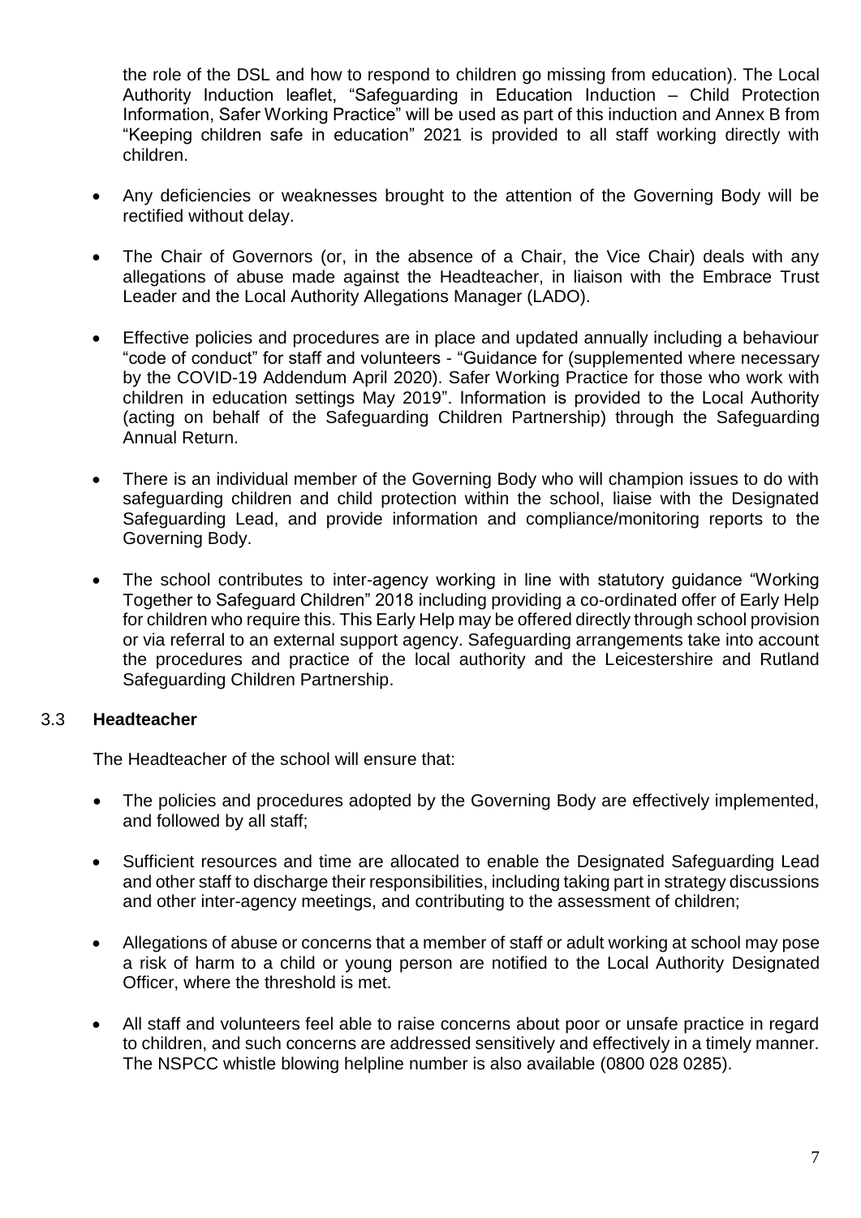the role of the DSL and how to respond to children go missing from education). The Local Authority Induction leaflet, "Safeguarding in Education Induction – Child Protection Information, Safer Working Practice" will be used as part of this induction and Annex B from "Keeping children safe in education" 2021 is provided to all staff working directly with children.

- Any deficiencies or weaknesses brought to the attention of the Governing Body will be rectified without delay.

- The Chair of Governors (or, in the absence of a Chair, the Vice Chair) deals with any allegations of abuse made against the Headteacher, in liaison with the Embrace Trust Leader and the Local Authority Allegations Manager (LADO).

- Effective policies and procedures are in place and updated annually including a behaviour "code of conduct" for staff and volunteers - "Guidance for (supplemented where necessary by the COVID-19 Addendum April 2020). Safer Working Practice for those who work with children in education settings May 2019". Information is provided to the Local Authority (acting on behalf of the Safeguarding Children Partnership) through the Safeguarding Annual Return.

- There is an individual member of the Governing Body who will champion issues to do with safeguarding children and child protection within the school, liaise with the Designated Safeguarding Lead, and provide information and compliance/monitoring reports to the Governing Body.

- The school contributes to inter-agency working in line with statutory guidance "Working Together to Safeguard Children" 2018 including providing a co-ordinated offer of Early Help for children who require this. This Early Help may be offered directly through school provision or via referral to an external support agency. Safeguarding arrangements take into account the procedures and practice of the local authority and the Leicestershire and Rutland Safeguarding Children Partnership.

### 3.3 Headteacher

The Headteacher of the school will ensure that:

- The policies and procedures adopted by the Governing Body are effectively implemented, and followed by all staff;

- Sufficient resources and time are allocated to enable the Designated Safeguarding Lead and other staff to discharge their responsibilities, including taking part in strategy discussions and other inter-agency meetings, and contributing to the assessment of children;

- Allegations of abuse or concerns that a member of staff or adult working at school may pose a risk of harm to a child or young person are notified to the Local Authority Designated Officer, where the threshold is met.

- All staff and volunteers feel able to raise concerns about poor or unsafe practice in regard to children, and such concerns are addressed sensitively and effectively in a timely manner. The NSPCC whistle blowing helpline number is also available (0800 028 0285).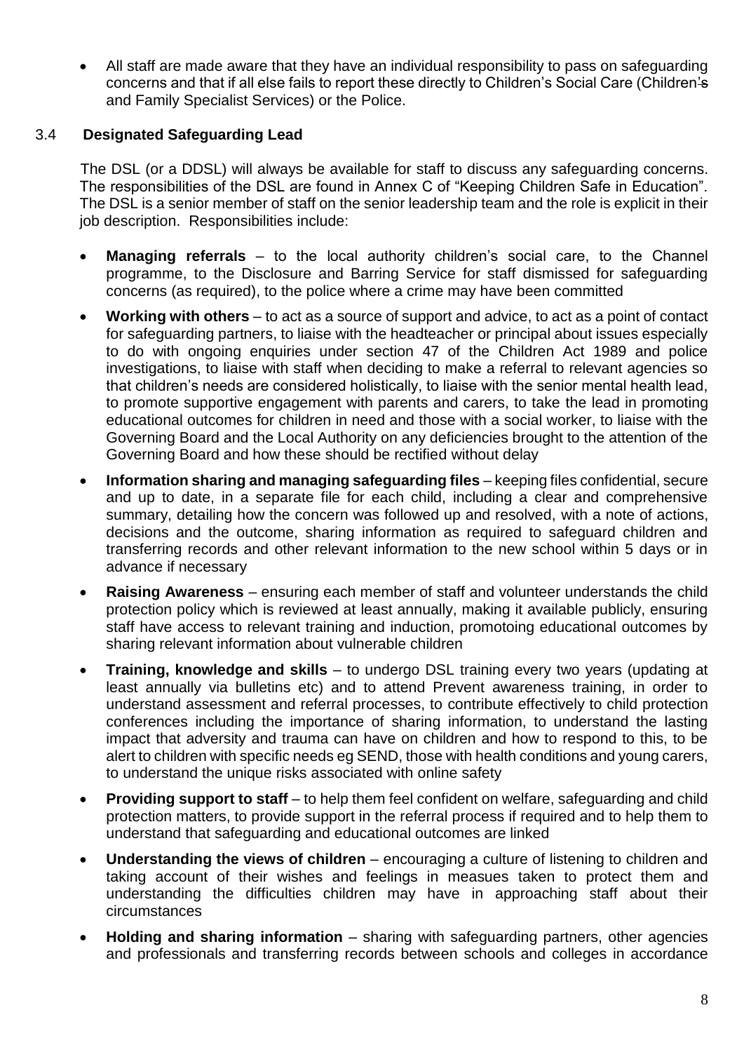- All staff are made aware that they have an individual responsibility to pass on safeguarding concerns and that if all else fails to report these directly to Children's Social Care (Children's and Family Specialist Services) or the Police.

### 3.4 Designated Safeguarding Lead

The DSL (or a DDSL) will always be available for staff to discuss any safeguarding concerns. The responsibilities of the DSL are found in Annex C of "Keeping Children Safe in Education". The DSL is a senior member of staff on the senior leadership team and the role is explicit in their job description. Responsibilities include:

- **Managing referrals** – to the local authority children's social care, to the Channel programme, to the Disclosure and Barring Service for staff dismissed for safeguarding concerns (as required), to the police where a crime may have been committed
- **Working with others** – to act as a source of support and advice, to act as a point of contact for safeguarding partners, to liaise with the headteacher or principal about issues especially to do with ongoing enquiries under section 47 of the Children Act 1989 and police investigations, to liaise with staff when deciding to make a referral to relevant agencies so that children's needs are considered holistically, to liaise with the senior mental health lead, to promote supportive engagement with parents and carers, to take the lead in promoting educational outcomes for children in need and those with a social worker, to liaise with the Governing Board and the Local Authority on any deficiencies brought to the attention of the Governing Board and how these should be rectified without delay
- **Information sharing and managing safeguarding files** – keeping files confidential, secure and up to date, in a separate file for each child, including a clear and comprehensive summary, detailing how the concern was followed up and resolved, with a note of actions, decisions and the outcome, sharing information as required to safeguard children and transferring records and other relevant information to the new school within 5 days or in advance if necessary
- **Raising Awareness** – ensuring each member of staff and volunteer understands the child protection policy which is reviewed at least annually, making it available publicly, ensuring staff have access to relevant training and induction, promotoing educational outcomes by sharing relevant information about vulnerable children
- **Training, knowledge and skills** – to undergo DSL training every two years (updating at least annually via bulletins etc) and to attend Prevent awareness training, in order to understand assessment and referral processes, to contribute effectively to child protection conferences including the importance of sharing information, to understand the lasting impact that adversity and trauma can have on children and how to respond to this, to be alert to children with specific needs eg SEND, those with health conditions and young carers, to understand the unique risks associated with online safety
- **Providing support to staff** – to help them feel confident on welfare, safeguarding and child protection matters, to provide support in the referral process if required and to help them to understand that safeguarding and educational outcomes are linked
- **Understanding the views of children** – encouraging a culture of listening to children and taking account of their wishes and feelings in measues taken to protect them and understanding the difficulties children may have in approaching staff about their circumstances
- **Holding and sharing information** – sharing with safeguarding partners, other agencies and professionals and transferring records between schools and colleges in accordance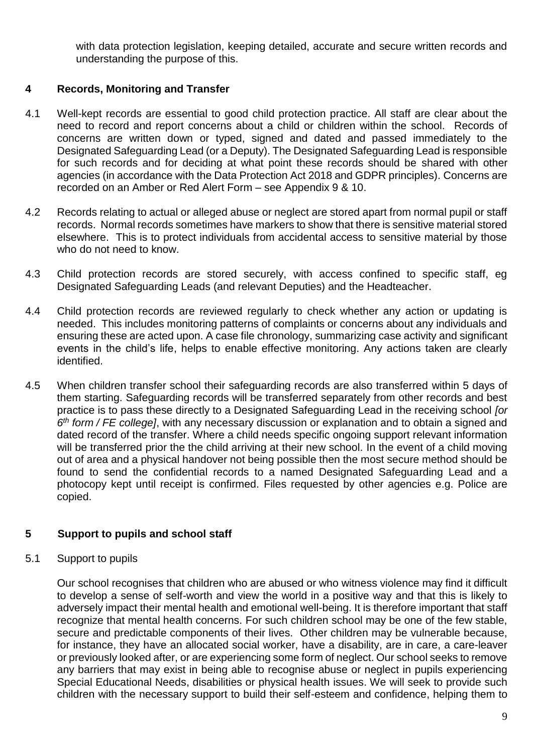with data protection legislation, keeping detailed, accurate and secure written records and understanding the purpose of this.

## 4 Records, Monitoring and Transfer

4.1 Well-kept records are essential to good child protection practice. All staff are clear about the need to record and report concerns about a child or children within the school. Records of concerns are written down or typed, signed and dated and passed immediately to the Designated Safeguarding Lead (or a Deputy). The Designated Safeguarding Lead is responsible for such records and for deciding at what point these records should be shared with other agencies (in accordance with the Data Protection Act 2018 and GDPR principles). Concerns are recorded on an Amber or Red Alert Form – see Appendix 9 & 10.

4.2 Records relating to actual or alleged abuse or neglect are stored apart from normal pupil or staff records. Normal records sometimes have markers to show that there is sensitive material stored elsewhere. This is to protect individuals from accidental access to sensitive material by those who do not need to know.

4.3 Child protection records are stored securely, with access confined to specific staff, eg Designated Safeguarding Leads (and relevant Deputies) and the Headteacher.

4.4 Child protection records are reviewed regularly to check whether any action or updating is needed. This includes monitoring patterns of complaints or concerns about any individuals and ensuring these are acted upon. A case file chronology, summarizing case activity and significant events in the child's life, helps to enable effective monitoring. Any actions taken are clearly identified.

4.5 When children transfer school their safeguarding records are also transferred within 5 days of them starting. Safeguarding records will be transferred separately from other records and best practice is to pass these directly to a Designated Safeguarding Lead in the receiving school *[or 6th form / FE college]*, with any necessary discussion or explanation and to obtain a signed and dated record of the transfer. Where a child needs specific ongoing support relevant information will be transferred prior the the child arriving at their new school. In the event of a child moving out of area and a physical handover not being possible then the most secure method should be found to send the confidential records to a named Designated Safeguarding Lead and a photocopy kept until receipt is confirmed. Files requested by other agencies e.g. Police are copied.

## 5 Support to pupils and school staff

5.1 Support to pupils

Our school recognises that children who are abused or who witness violence may find it difficult to develop a sense of self-worth and view the world in a positive way and that this is likely to adversely impact their mental health and emotional well-being. It is therefore important that staff recognize that mental health concerns. For such children school may be one of the few stable, secure and predictable components of their lives. Other children may be vulnerable because, for instance, they have an allocated social worker, have a disability, are in care, a care-leaver or previously looked after, or are experiencing some form of neglect. Our school seeks to remove any barriers that may exist in being able to recognise abuse or neglect in pupils experiencing Special Educational Needs, disabilities or physical health issues. We will seek to provide such children with the necessary support to build their self-esteem and confidence, helping them to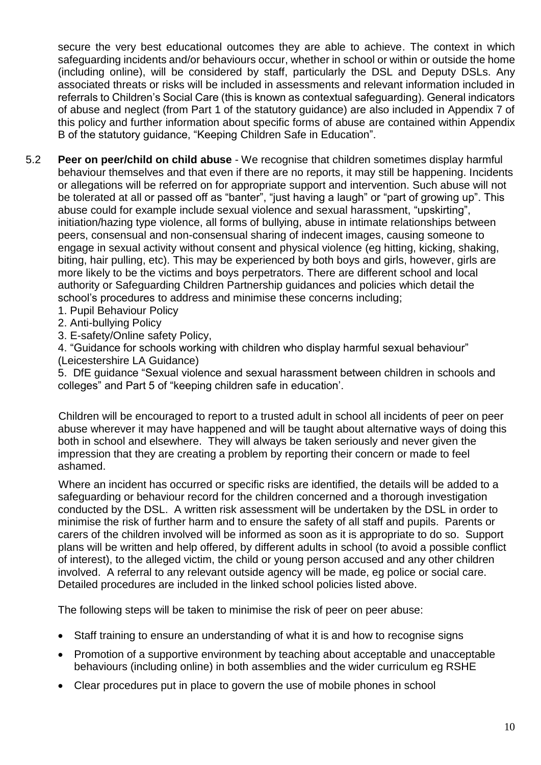secure the very best educational outcomes they are able to achieve. The context in which safeguarding incidents and/or behaviours occur, whether in school or within or outside the home (including online), will be considered by staff, particularly the DSL and Deputy DSLs. Any associated threats or risks will be included in assessments and relevant information included in referrals to Children's Social Care (this is known as contextual safeguarding). General indicators of abuse and neglect (from Part 1 of the statutory guidance) are also included in Appendix 7 of this policy and further information about specific forms of abuse are contained within Appendix B of the statutory guidance, "Keeping Children Safe in Education".

5.2 **Peer on peer/child on child abuse** - We recognise that children sometimes display harmful behaviour themselves and that even if there are no reports, it may still be happening. Incidents or allegations will be referred on for appropriate support and intervention. Such abuse will not be tolerated at all or passed off as "banter", "just having a laugh" or "part of growing up". This abuse could for example include sexual violence and sexual harassment, "upskirting", initiation/hazing type violence, all forms of bullying, abuse in intimate relationships between peers, consensual and non-consensual sharing of indecent images, causing someone to engage in sexual activity without consent and physical violence (eg hitting, kicking, shaking, biting, hair pulling, etc). This may be experienced by both boys and girls, however, girls are more likely to be the victims and boys perpetrators. There are different school and local authority or Safeguarding Children Partnership guidances and policies which detail the school's procedures to address and minimise these concerns including;

1. Pupil Behaviour Policy
2. Anti-bullying Policy
3. E-safety/Online safety Policy,
4. "Guidance for schools working with children who display harmful sexual behaviour" (Leicestershire LA Guidance)
5. DfE guidance "Sexual violence and sexual harassment between children in schools and colleges" and Part 5 of "keeping children safe in education'.

Children will be encouraged to report to a trusted adult in school all incidents of peer on peer abuse wherever it may have happened and will be taught about alternative ways of doing this both in school and elsewhere. They will always be taken seriously and never given the impression that they are creating a problem by reporting their concern or made to feel ashamed.

Where an incident has occurred or specific risks are identified, the details will be added to a safeguarding or behaviour record for the children concerned and a thorough investigation conducted by the DSL. A written risk assessment will be undertaken by the DSL in order to minimise the risk of further harm and to ensure the safety of all staff and pupils. Parents or carers of the children involved will be informed as soon as it is appropriate to do so. Support plans will be written and help offered, by different adults in school (to avoid a possible conflict of interest), to the alleged victim, the child or young person accused and any other children involved. A referral to any relevant outside agency will be made, eg police or social care. Detailed procedures are included in the linked school policies listed above.

The following steps will be taken to minimise the risk of peer on peer abuse:

- Staff training to ensure an understanding of what it is and how to recognise signs
- Promotion of a supportive environment by teaching about acceptable and unacceptable behaviours (including online) in both assemblies and the wider curriculum eg RSHE
- Clear procedures put in place to govern the use of mobile phones in school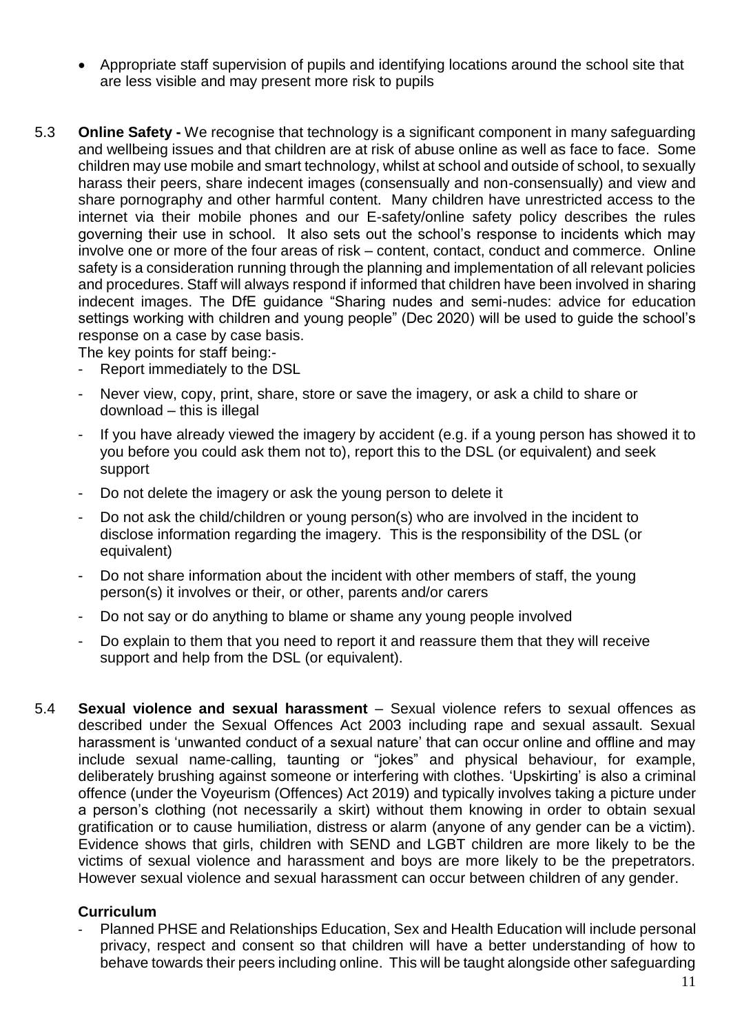- Appropriate staff supervision of pupils and identifying locations around the school site that are less visible and may present more risk to pupils

5.3 **Online Safety -** We recognise that technology is a significant component in many safeguarding and wellbeing issues and that children are at risk of abuse online as well as face to face. Some children may use mobile and smart technology, whilst at school and outside of school, to sexually harass their peers, share indecent images (consensually and non-consensually) and view and share pornography and other harmful content. Many children have unrestricted access to the internet via their mobile phones and our E-safety/online safety policy describes the rules governing their use in school. It also sets out the school's response to incidents which may involve one or more of the four areas of risk – content, contact, conduct and commerce. Online safety is a consideration running through the planning and implementation of all relevant policies and procedures. Staff will always respond if informed that children have been involved in sharing indecent images. The DfE guidance "Sharing nudes and semi-nudes: advice for education settings working with children and young people" (Dec 2020) will be used to guide the school's response on a case by case basis.

The key points for staff being:-

- Report immediately to the DSL
- Never view, copy, print, share, store or save the imagery, or ask a child to share or download – this is illegal
- If you have already viewed the imagery by accident (e.g. if a young person has showed it to you before you could ask them not to), report this to the DSL (or equivalent) and seek support
- Do not delete the imagery or ask the young person to delete it
- Do not ask the child/children or young person(s) who are involved in the incident to disclose information regarding the imagery. This is the responsibility of the DSL (or equivalent)
- Do not share information about the incident with other members of staff, the young person(s) it involves or their, or other, parents and/or carers
- Do not say or do anything to blame or shame any young people involved
- Do explain to them that you need to report it and reassure them that they will receive support and help from the DSL (or equivalent).

5.4 **Sexual violence and sexual harassment** – Sexual violence refers to sexual offences as described under the Sexual Offences Act 2003 including rape and sexual assault. Sexual harassment is 'unwanted conduct of a sexual nature' that can occur online and offline and may include sexual name-calling, taunting or "jokes" and physical behaviour, for example, deliberately brushing against someone or interfering with clothes. 'Upskirting' is also a criminal offence (under the Voyeurism (Offences) Act 2019) and typically involves taking a picture under a person's clothing (not necessarily a skirt) without them knowing in order to obtain sexual gratification or to cause humiliation, distress or alarm (anyone of any gender can be a victim). Evidence shows that girls, children with SEND and LGBT children are more likely to be the victims of sexual violence and harassment and boys are more likely to be the prepetrators. However sexual violence and sexual harassment can occur between children of any gender.

**Curriculum**

- Planned PHSE and Relationships Education, Sex and Health Education will include personal privacy, respect and consent so that children will have a better understanding of how to behave towards their peers including online. This will be taught alongside other safeguarding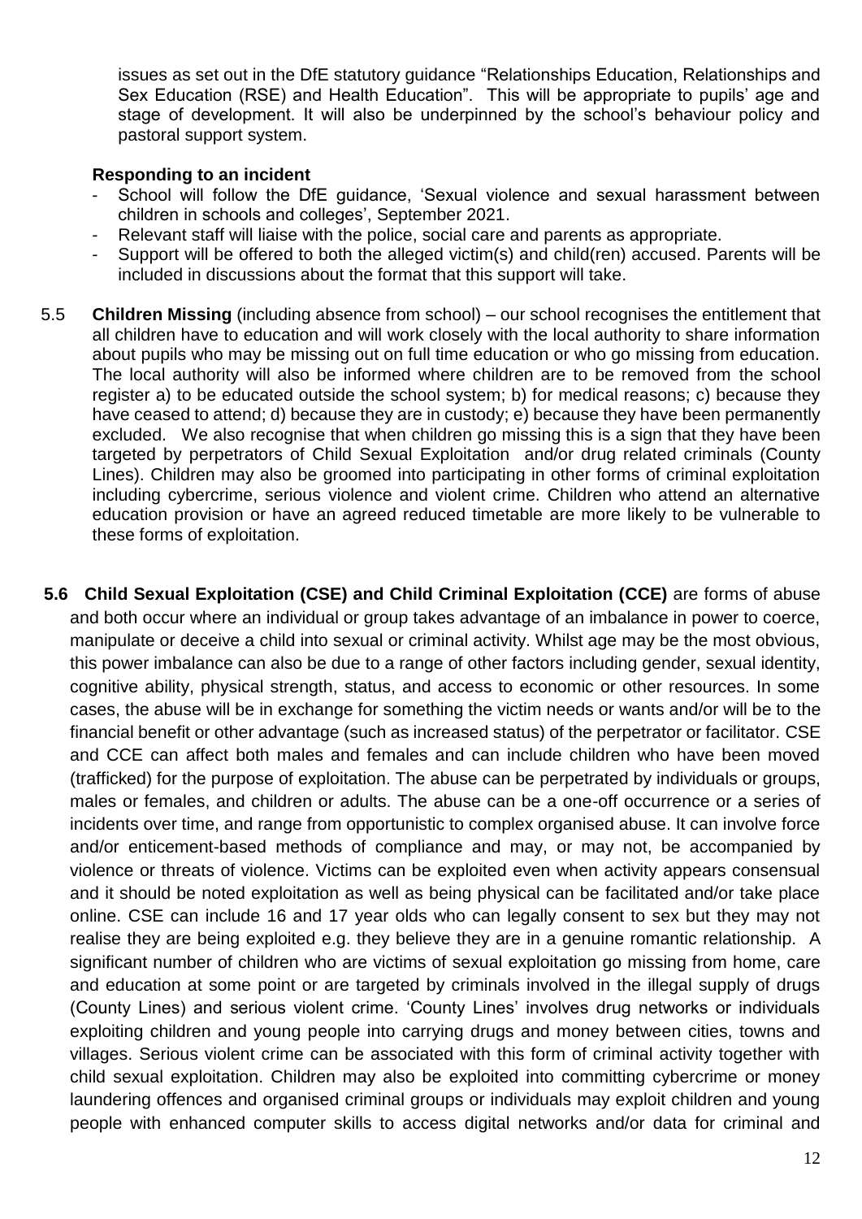issues as set out in the DfE statutory guidance "Relationships Education, Relationships and Sex Education (RSE) and Health Education". This will be appropriate to pupils' age and stage of development. It will also be underpinned by the school's behaviour policy and pastoral support system.

**Responding to an incident**

- School will follow the DfE guidance, 'Sexual violence and sexual harassment between children in schools and colleges', September 2021.
- Relevant staff will liaise with the police, social care and parents as appropriate.
- Support will be offered to both the alleged victim(s) and child(ren) accused. Parents will be included in discussions about the format that this support will take.

5.5 **Children Missing** (including absence from school) – our school recognises the entitlement that all children have to education and will work closely with the local authority to share information about pupils who may be missing out on full time education or who go missing from education. The local authority will also be informed where children are to be removed from the school register a) to be educated outside the school system; b) for medical reasons; c) because they have ceased to attend; d) because they are in custody; e) because they have been permanently excluded. We also recognise that when children go missing this is a sign that they have been targeted by perpetrators of Child Sexual Exploitation and/or drug related criminals (County Lines). Children may also be groomed into participating in other forms of criminal exploitation including cybercrime, serious violence and violent crime. Children who attend an alternative education provision or have an agreed reduced timetable are more likely to be vulnerable to these forms of exploitation.

**5.6 Child Sexual Exploitation (CSE) and Child Criminal Exploitation (CCE)** are forms of abuse and both occur where an individual or group takes advantage of an imbalance in power to coerce, manipulate or deceive a child into sexual or criminal activity. Whilst age may be the most obvious, this power imbalance can also be due to a range of other factors including gender, sexual identity, cognitive ability, physical strength, status, and access to economic or other resources. In some cases, the abuse will be in exchange for something the victim needs or wants and/or will be to the financial benefit or other advantage (such as increased status) of the perpetrator or facilitator. CSE and CCE can affect both males and females and can include children who have been moved (trafficked) for the purpose of exploitation. The abuse can be perpetrated by individuals or groups, males or females, and children or adults. The abuse can be a one-off occurrence or a series of incidents over time, and range from opportunistic to complex organised abuse. It can involve force and/or enticement-based methods of compliance and may, or may not, be accompanied by violence or threats of violence. Victims can be exploited even when activity appears consensual and it should be noted exploitation as well as being physical can be facilitated and/or take place online. CSE can include 16 and 17 year olds who can legally consent to sex but they may not realise they are being exploited e.g. they believe they are in a genuine romantic relationship. A significant number of children who are victims of sexual exploitation go missing from home, care and education at some point or are targeted by criminals involved in the illegal supply of drugs (County Lines) and serious violent crime. 'County Lines' involves drug networks or individuals exploiting children and young people into carrying drugs and money between cities, towns and villages. Serious violent crime can be associated with this form of criminal activity together with child sexual exploitation. Children may also be exploited into committing cybercrime or money laundering offences and organised criminal groups or individuals may exploit children and young people with enhanced computer skills to access digital networks and/or data for criminal and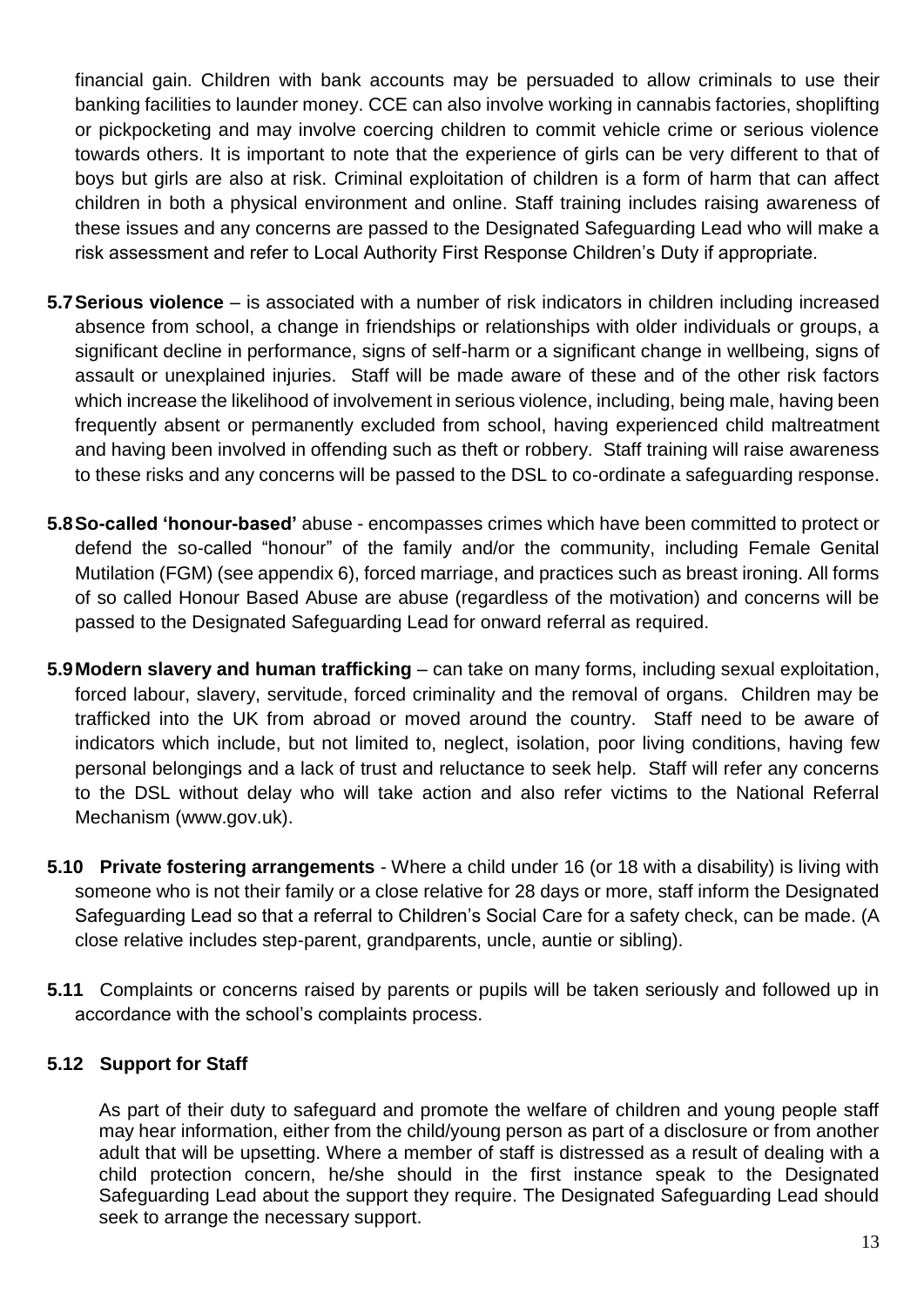financial gain. Children with bank accounts may be persuaded to allow criminals to use their banking facilities to launder money. CCE can also involve working in cannabis factories, shoplifting or pickpocketing and may involve coercing children to commit vehicle crime or serious violence towards others. It is important to note that the experience of girls can be very different to that of boys but girls are also at risk. Criminal exploitation of children is a form of harm that can affect children in both a physical environment and online. Staff training includes raising awareness of these issues and any concerns are passed to the Designated Safeguarding Lead who will make a risk assessment and refer to Local Authority First Response Children's Duty if appropriate.

**5.7 Serious violence** – is associated with a number of risk indicators in children including increased absence from school, a change in friendships or relationships with older individuals or groups, a significant decline in performance, signs of self-harm or a significant change in wellbeing, signs of assault or unexplained injuries. Staff will be made aware of these and of the other risk factors which increase the likelihood of involvement in serious violence, including, being male, having been frequently absent or permanently excluded from school, having experienced child maltreatment and having been involved in offending such as theft or robbery. Staff training will raise awareness to these risks and any concerns will be passed to the DSL to co-ordinate a safeguarding response.

**5.8 So-called 'honour-based'** abuse - encompasses crimes which have been committed to protect or defend the so-called "honour" of the family and/or the community, including Female Genital Mutilation (FGM) (see appendix 6), forced marriage, and practices such as breast ironing. All forms of so called Honour Based Abuse are abuse (regardless of the motivation) and concerns will be passed to the Designated Safeguarding Lead for onward referral as required.

**5.9 Modern slavery and human trafficking** – can take on many forms, including sexual exploitation, forced labour, slavery, servitude, forced criminality and the removal of organs. Children may be trafficked into the UK from abroad or moved around the country. Staff need to be aware of indicators which include, but not limited to, neglect, isolation, poor living conditions, having few personal belongings and a lack of trust and reluctance to seek help. Staff will refer any concerns to the DSL without delay who will take action and also refer victims to the National Referral Mechanism (www.gov.uk).

**5.10 Private fostering arrangements** - Where a child under 16 (or 18 with a disability) is living with someone who is not their family or a close relative for 28 days or more, staff inform the Designated Safeguarding Lead so that a referral to Children's Social Care for a safety check, can be made. (A close relative includes step-parent, grandparents, uncle, auntie or sibling).

**5.11** Complaints or concerns raised by parents or pupils will be taken seriously and followed up in accordance with the school's complaints process.

**5.12 Support for Staff**

As part of their duty to safeguard and promote the welfare of children and young people staff may hear information, either from the child/young person as part of a disclosure or from another adult that will be upsetting. Where a member of staff is distressed as a result of dealing with a child protection concern, he/she should in the first instance speak to the Designated Safeguarding Lead about the support they require. The Designated Safeguarding Lead should seek to arrange the necessary support.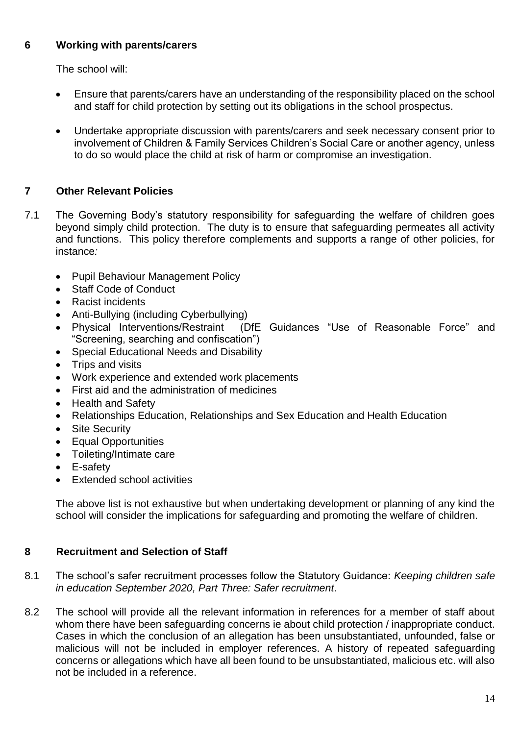## 6 Working with parents/carers

The school will:

- Ensure that parents/carers have an understanding of the responsibility placed on the school and staff for child protection by setting out its obligations in the school prospectus.
- Undertake appropriate discussion with parents/carers and seek necessary consent prior to involvement of Children & Family Services Children's Social Care or another agency, unless to do so would place the child at risk of harm or compromise an investigation.

## 7 Other Relevant Policies

7.1 The Governing Body's statutory responsibility for safeguarding the welfare of children goes beyond simply child protection. The duty is to ensure that safeguarding permeates all activity and functions. This policy therefore complements and supports a range of other policies, for instance*:*

- Pupil Behaviour Management Policy
- Staff Code of Conduct
- Racist incidents
- Anti-Bullying (including Cyberbullying)
- Physical Interventions/Restraint (DfE Guidances "Use of Reasonable Force" and "Screening, searching and confiscation")
- Special Educational Needs and Disability
- Trips and visits
- Work experience and extended work placements
- First aid and the administration of medicines
- Health and Safety
- Relationships Education, Relationships and Sex Education and Health Education
- Site Security
- Equal Opportunities
- Toileting/Intimate care
- E-safety
- Extended school activities

The above list is not exhaustive but when undertaking development or planning of any kind the school will consider the implications for safeguarding and promoting the welfare of children.

## 8 Recruitment and Selection of Staff

8.1 The school's safer recruitment processes follow the Statutory Guidance: *Keeping children safe in education September 2020, Part Three: Safer recruitment*.

8.2 The school will provide all the relevant information in references for a member of staff about whom there have been safeguarding concerns ie about child protection / inappropriate conduct. Cases in which the conclusion of an allegation has been unsubstantiated, unfounded, false or malicious will not be included in employer references. A history of repeated safeguarding concerns or allegations which have all been found to be unsubstantiated, malicious etc. will also not be included in a reference.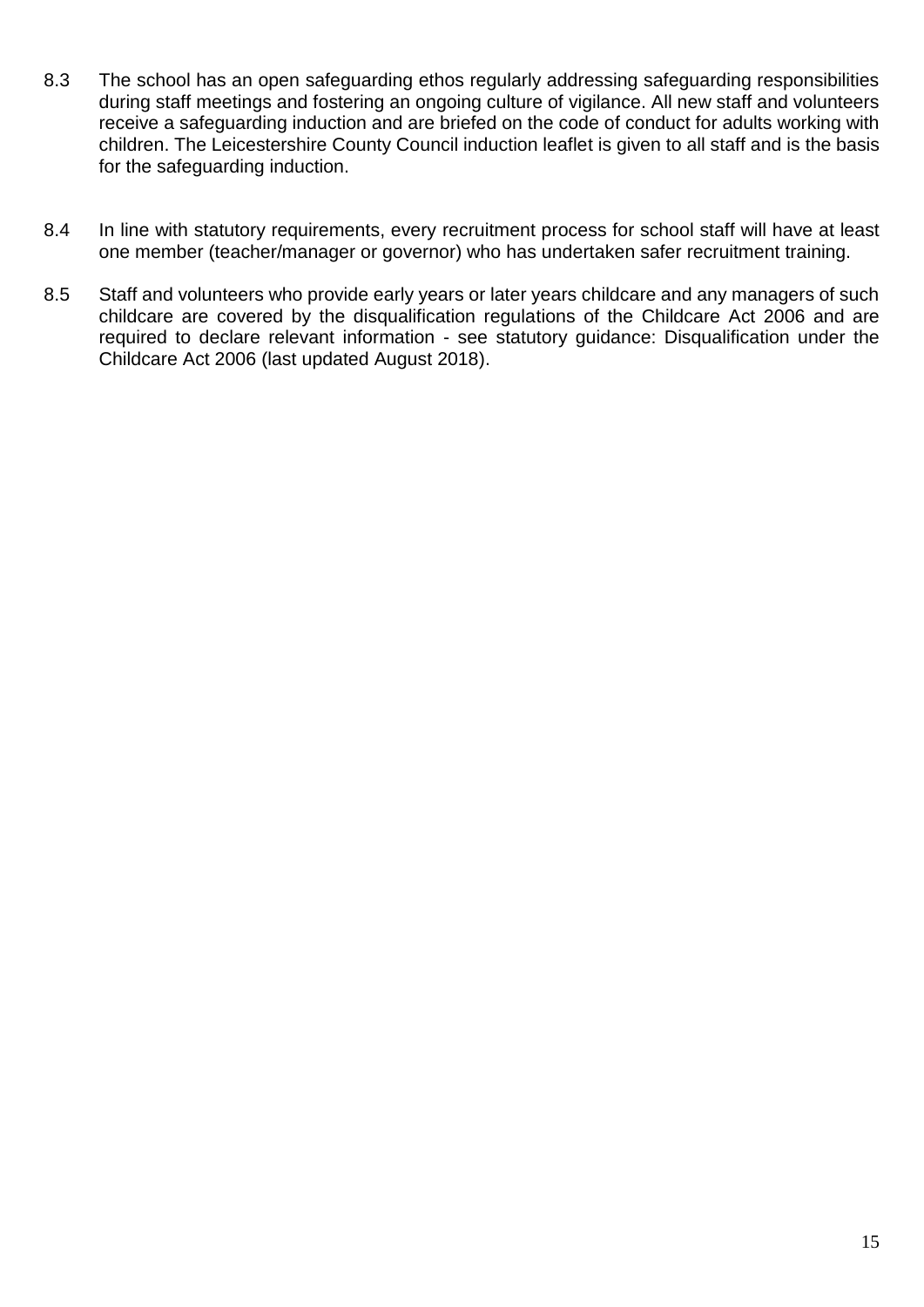8.3 The school has an open safeguarding ethos regularly addressing safeguarding responsibilities during staff meetings and fostering an ongoing culture of vigilance. All new staff and volunteers receive a safeguarding induction and are briefed on the code of conduct for adults working with children. The Leicestershire County Council induction leaflet is given to all staff and is the basis for the safeguarding induction.

8.4 In line with statutory requirements, every recruitment process for school staff will have at least one member (teacher/manager or governor) who has undertaken safer recruitment training.

8.5 Staff and volunteers who provide early years or later years childcare and any managers of such childcare are covered by the disqualification regulations of the Childcare Act 2006 and are required to declare relevant information - see statutory guidance: Disqualification under the Childcare Act 2006 (last updated August 2018).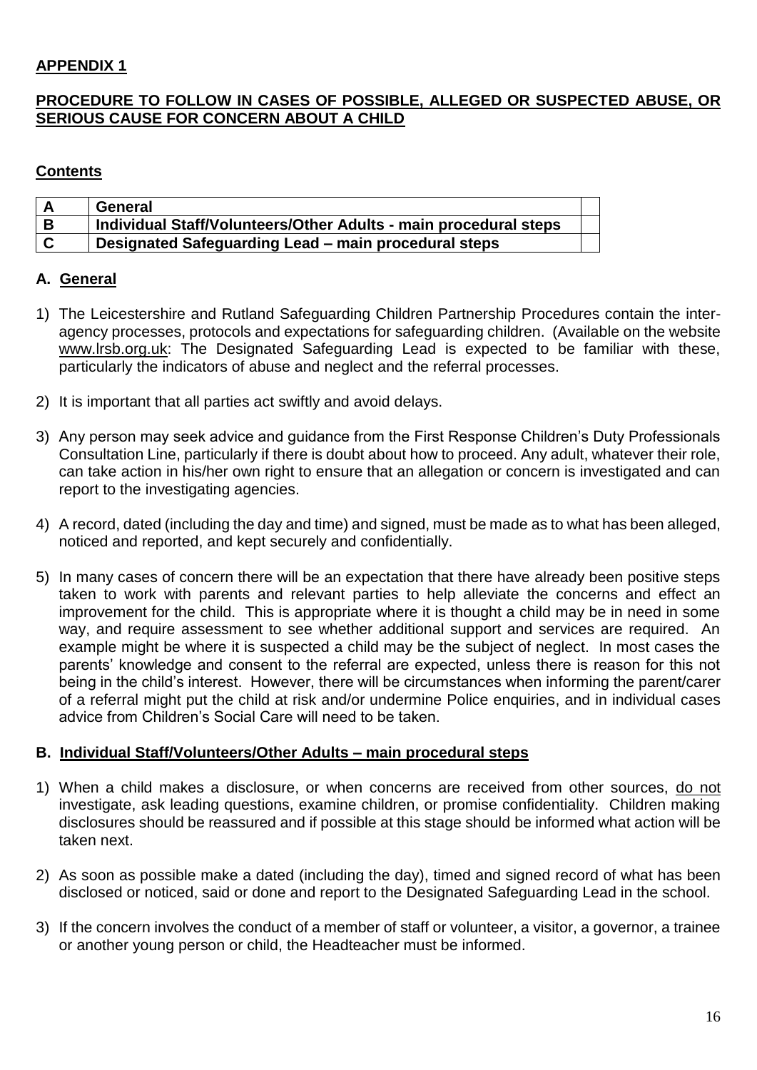## APPENDIX 1

## PROCEDURE TO FOLLOW IN CASES OF POSSIBLE, ALLEGED OR SUSPECTED ABUSE, OR SERIOUS CAUSE FOR CONCERN ABOUT A CHILD

### Contents

| A | General | |
|---|---|---|
| B | Individual Staff/Volunteers/Other Adults - main procedural steps | |
| C | Designated Safeguarding Lead – main procedural steps | |

### A. General

1) The Leicestershire and Rutland Safeguarding Children Partnership Procedures contain the inter-agency processes, protocols and expectations for safeguarding children. (Available on the website www.lrsb.org.uk: The Designated Safeguarding Lead is expected to be familiar with these, particularly the indicators of abuse and neglect and the referral processes.

2) It is important that all parties act swiftly and avoid delays.

3) Any person may seek advice and guidance from the First Response Children's Duty Professionals Consultation Line, particularly if there is doubt about how to proceed. Any adult, whatever their role, can take action in his/her own right to ensure that an allegation or concern is investigated and can report to the investigating agencies.

4) A record, dated (including the day and time) and signed, must be made as to what has been alleged, noticed and reported, and kept securely and confidentially.

5) In many cases of concern there will be an expectation that there have already been positive steps taken to work with parents and relevant parties to help alleviate the concerns and effect an improvement for the child. This is appropriate where it is thought a child may be in need in some way, and require assessment to see whether additional support and services are required. An example might be where it is suspected a child may be the subject of neglect. In most cases the parents' knowledge and consent to the referral are expected, unless there is reason for this not being in the child's interest. However, there will be circumstances when informing the parent/carer of a referral might put the child at risk and/or undermine Police enquiries, and in individual cases advice from Children's Social Care will need to be taken.

### B. Individual Staff/Volunteers/Other Adults – main procedural steps

1) When a child makes a disclosure, or when concerns are received from other sources, do not investigate, ask leading questions, examine children, or promise confidentiality. Children making disclosures should be reassured and if possible at this stage should be informed what action will be taken next.

2) As soon as possible make a dated (including the day), timed and signed record of what has been disclosed or noticed, said or done and report to the Designated Safeguarding Lead in the school.

3) If the concern involves the conduct of a member of staff or volunteer, a visitor, a governor, a trainee or another young person or child, the Headteacher must be informed.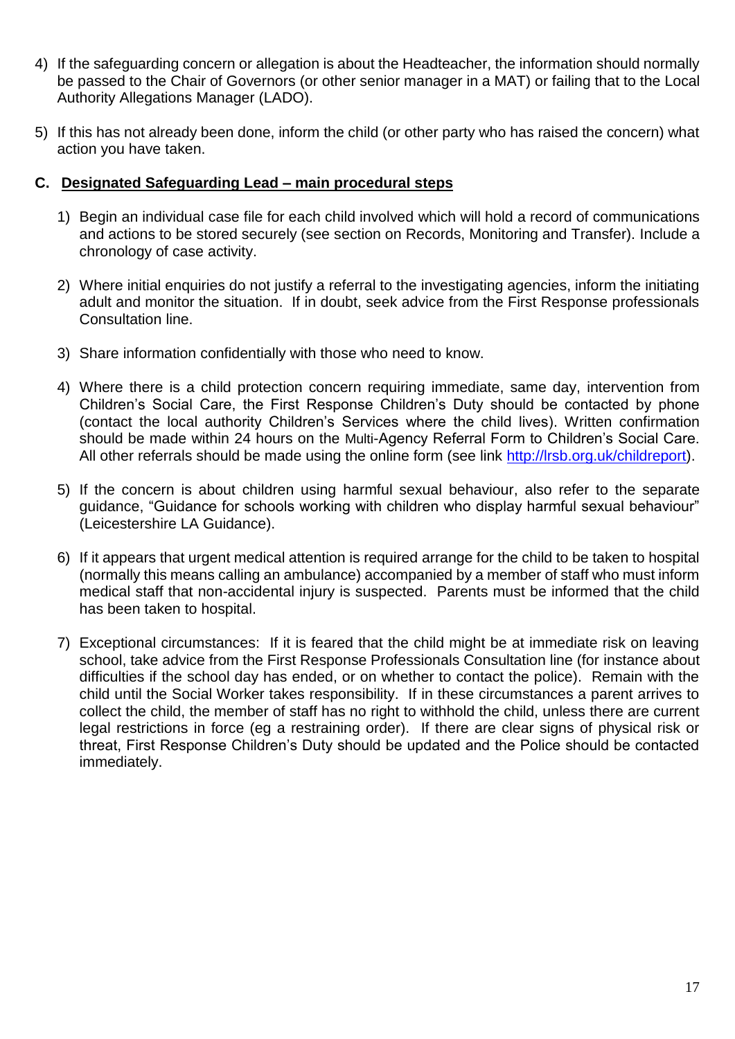4) If the safeguarding concern or allegation is about the Headteacher, the information should normally be passed to the Chair of Governors (or other senior manager in a MAT) or failing that to the Local Authority Allegations Manager (LADO).

5) If this has not already been done, inform the child (or other party who has raised the concern) what action you have taken.

## C. Designated Safeguarding Lead – main procedural steps

1) Begin an individual case file for each child involved which will hold a record of communications and actions to be stored securely (see section on Records, Monitoring and Transfer). Include a chronology of case activity.

2) Where initial enquiries do not justify a referral to the investigating agencies, inform the initiating adult and monitor the situation. If in doubt, seek advice from the First Response professionals Consultation line.

3) Share information confidentially with those who need to know.

4) Where there is a child protection concern requiring immediate, same day, intervention from Children's Social Care, the First Response Children's Duty should be contacted by phone (contact the local authority Children's Services where the child lives). Written confirmation should be made within 24 hours on the Multi-Agency Referral Form to Children's Social Care. All other referrals should be made using the online form (see link http://lrsb.org.uk/childreport).

5) If the concern is about children using harmful sexual behaviour, also refer to the separate guidance, "Guidance for schools working with children who display harmful sexual behaviour" (Leicestershire LA Guidance).

6) If it appears that urgent medical attention is required arrange for the child to be taken to hospital (normally this means calling an ambulance) accompanied by a member of staff who must inform medical staff that non-accidental injury is suspected. Parents must be informed that the child has been taken to hospital.

7) Exceptional circumstances: If it is feared that the child might be at immediate risk on leaving school, take advice from the First Response Professionals Consultation line (for instance about difficulties if the school day has ended, or on whether to contact the police). Remain with the child until the Social Worker takes responsibility. If in these circumstances a parent arrives to collect the child, the member of staff has no right to withhold the child, unless there are current legal restrictions in force (eg a restraining order). If there are clear signs of physical risk or threat, First Response Children's Duty should be updated and the Police should be contacted immediately.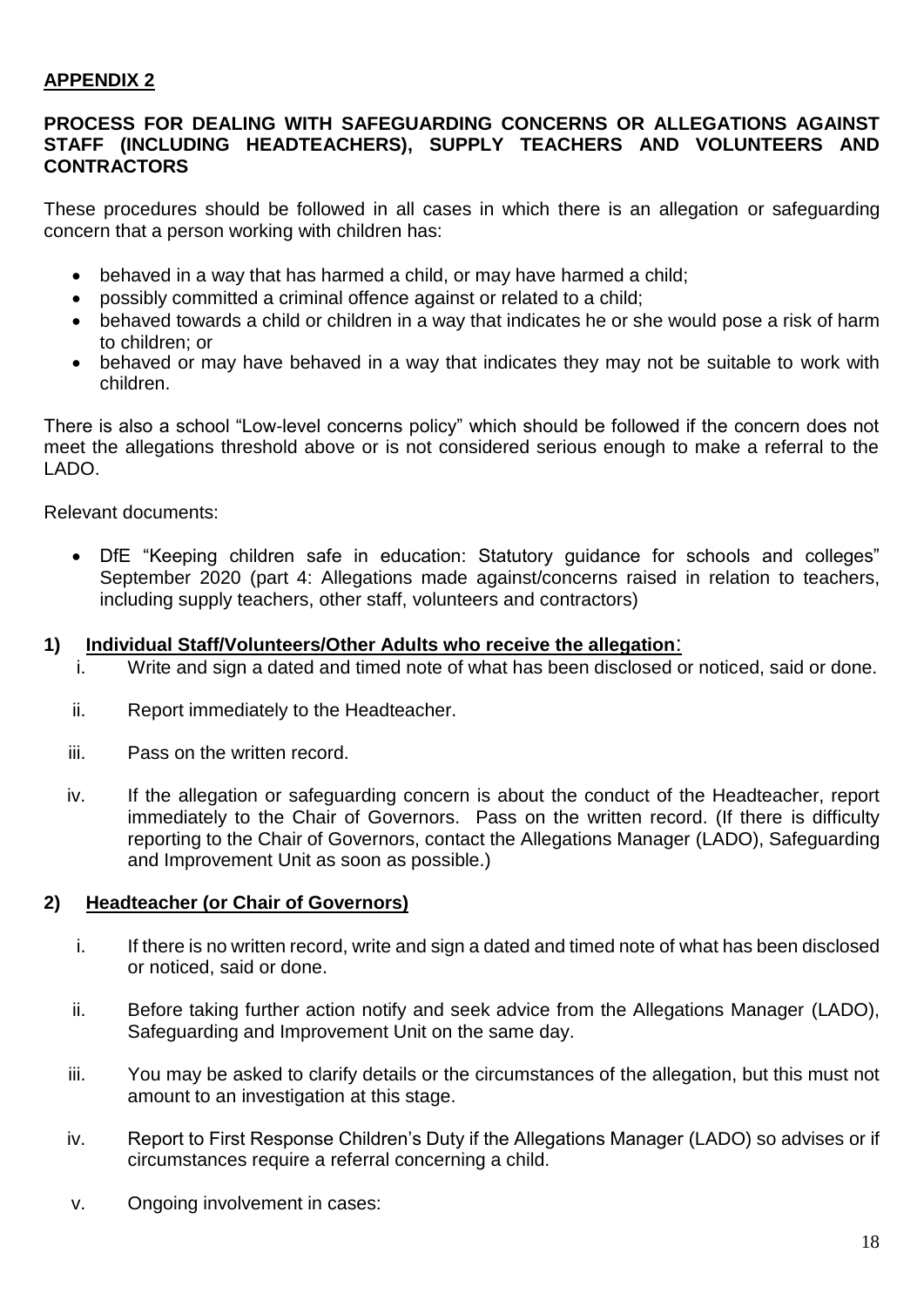## APPENDIX 2

### PROCESS FOR DEALING WITH SAFEGUARDING CONCERNS OR ALLEGATIONS AGAINST STAFF (INCLUDING HEADTEACHERS), SUPPLY TEACHERS AND VOLUNTEERS AND CONTRACTORS

These procedures should be followed in all cases in which there is an allegation or safeguarding concern that a person working with children has:

- behaved in a way that has harmed a child, or may have harmed a child;
- possibly committed a criminal offence against or related to a child;
- behaved towards a child or children in a way that indicates he or she would pose a risk of harm to children; or
- behaved or may have behaved in a way that indicates they may not be suitable to work with children.

There is also a school "Low-level concerns policy" which should be followed if the concern does not meet the allegations threshold above or is not considered serious enough to make a referral to the LADO.

Relevant documents:

- DfE "Keeping children safe in education: Statutory guidance for schools and colleges" September 2020 (part 4: Allegations made against/concerns raised in relation to teachers, including supply teachers, other staff, volunteers and contractors)

### 1) Individual Staff/Volunteers/Other Adults who receive the allegation:

i. Write and sign a dated and timed note of what has been disclosed or noticed, said or done.

ii. Report immediately to the Headteacher.

iii. Pass on the written record.

iv. If the allegation or safeguarding concern is about the conduct of the Headteacher, report immediately to the Chair of Governors. Pass on the written record. (If there is difficulty reporting to the Chair of Governors, contact the Allegations Manager (LADO), Safeguarding and Improvement Unit as soon as possible.)

### 2) Headteacher (or Chair of Governors)

i. If there is no written record, write and sign a dated and timed note of what has been disclosed or noticed, said or done.

ii. Before taking further action notify and seek advice from the Allegations Manager (LADO), Safeguarding and Improvement Unit on the same day.

iii. You may be asked to clarify details or the circumstances of the allegation, but this must not amount to an investigation at this stage.

iv. Report to First Response Children's Duty if the Allegations Manager (LADO) so advises or if circumstances require a referral concerning a child.

v. Ongoing involvement in cases: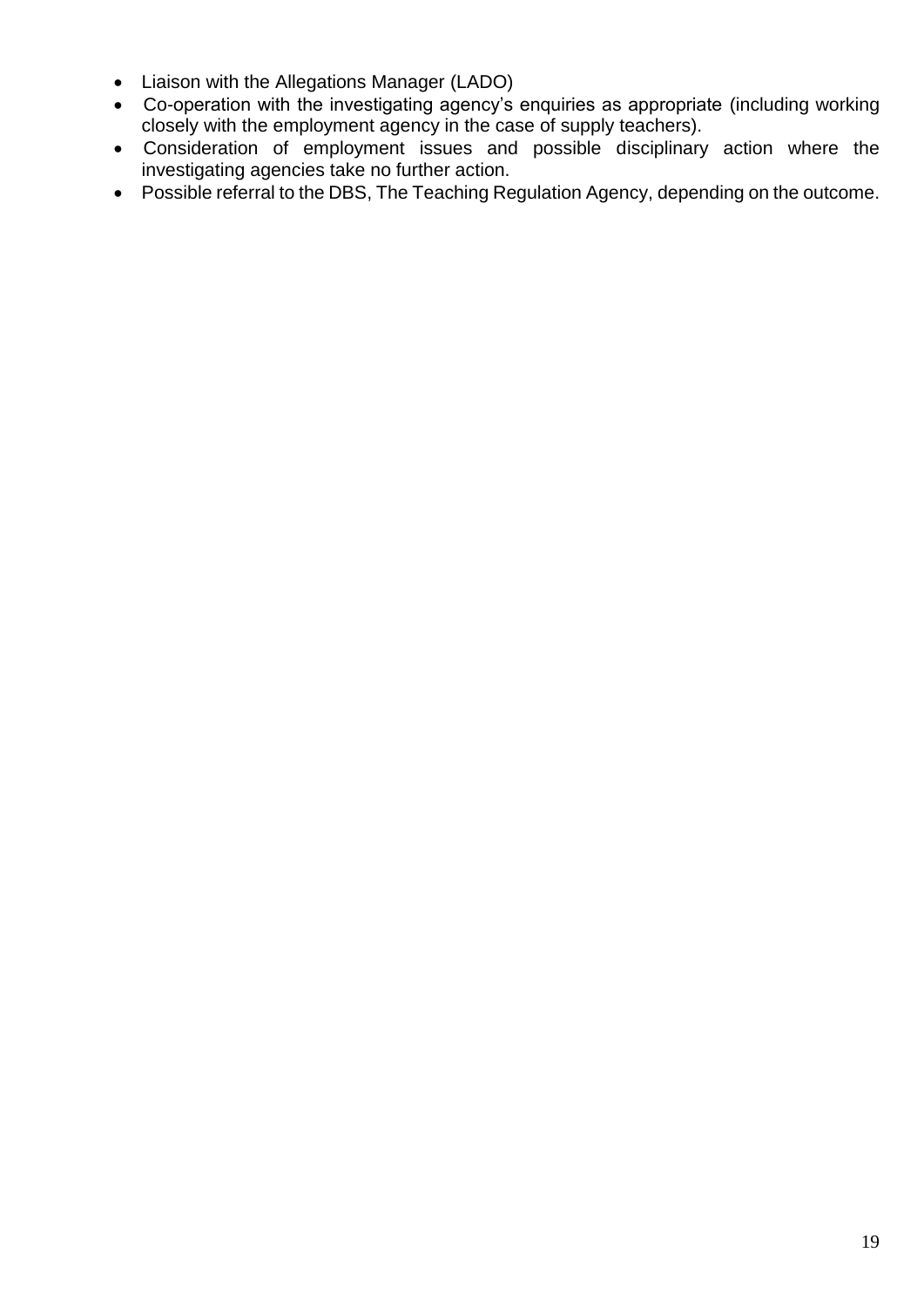- Liaison with the Allegations Manager (LADO)
- Co-operation with the investigating agency's enquiries as appropriate (including working closely with the employment agency in the case of supply teachers).
- Consideration of employment issues and possible disciplinary action where the investigating agencies take no further action.
- Possible referral to the DBS, The Teaching Regulation Agency, depending on the outcome.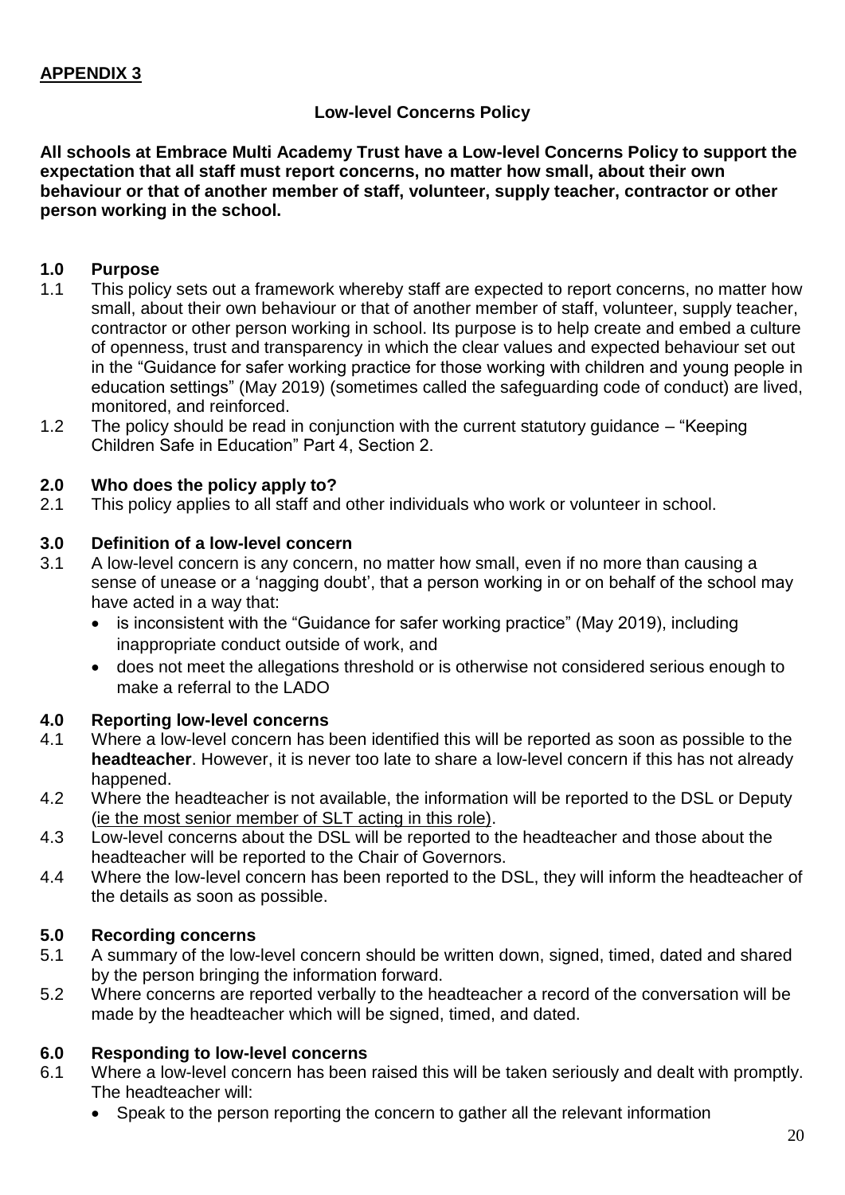**APPENDIX 3**

**Low-level Concerns Policy**

**All schools at Embrace Multi Academy Trust have a Low-level Concerns Policy to support the expectation that all staff must report concerns, no matter how small, about their own behaviour or that of another member of staff, volunteer, supply teacher, contractor or other person working in the school.**

## 1.0 Purpose

1.1 This policy sets out a framework whereby staff are expected to report concerns, no matter how small, about their own behaviour or that of another member of staff, volunteer, supply teacher, contractor or other person working in school. Its purpose is to help create and embed a culture of openness, trust and transparency in which the clear values and expected behaviour set out in the "Guidance for safer working practice for those working with children and young people in education settings" (May 2019) (sometimes called the safeguarding code of conduct) are lived, monitored, and reinforced.

1.2 The policy should be read in conjunction with the current statutory guidance – "Keeping Children Safe in Education" Part 4, Section 2.

## 2.0 Who does the policy apply to?

2.1 This policy applies to all staff and other individuals who work or volunteer in school.

## 3.0 Definition of a low-level concern

3.1 A low-level concern is any concern, no matter how small, even if no more than causing a sense of unease or a 'nagging doubt', that a person working in or on behalf of the school may have acted in a way that:

- is inconsistent with the "Guidance for safer working practice" (May 2019), including inappropriate conduct outside of work, and
- does not meet the allegations threshold or is otherwise not considered serious enough to make a referral to the LADO

## 4.0 Reporting low-level concerns

4.1 Where a low-level concern has been identified this will be reported as soon as possible to the **headteacher**. However, it is never too late to share a low-level concern if this has not already happened.

4.2 Where the headteacher is not available, the information will be reported to the DSL or Deputy (ie the most senior member of SLT acting in this role).

4.3 Low-level concerns about the DSL will be reported to the headteacher and those about the headteacher will be reported to the Chair of Governors.

4.4 Where the low-level concern has been reported to the DSL, they will inform the headteacher of the details as soon as possible.

## 5.0 Recording concerns

5.1 A summary of the low-level concern should be written down, signed, timed, dated and shared by the person bringing the information forward.

5.2 Where concerns are reported verbally to the headteacher a record of the conversation will be made by the headteacher which will be signed, timed, and dated.

## 6.0 Responding to low-level concerns

6.1 Where a low-level concern has been raised this will be taken seriously and dealt with promptly. The headteacher will:

- Speak to the person reporting the concern to gather all the relevant information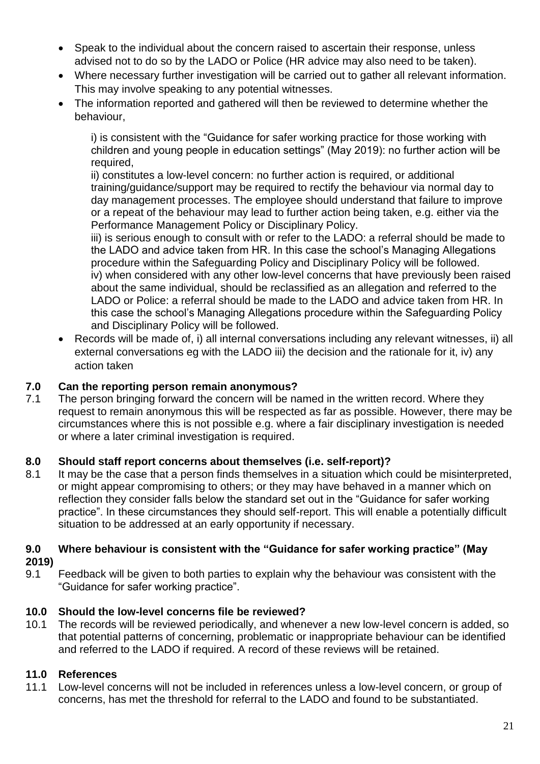- Speak to the individual about the concern raised to ascertain their response, unless advised not to do so by the LADO or Police (HR advice may also need to be taken).
- Where necessary further investigation will be carried out to gather all relevant information. This may involve speaking to any potential witnesses.
- The information reported and gathered will then be reviewed to determine whether the behaviour,

  i) is consistent with the "Guidance for safer working practice for those working with children and young people in education settings" (May 2019): no further action will be required,
  ii) constitutes a low-level concern: no further action is required, or additional training/guidance/support may be required to rectify the behaviour via normal day to day management processes. The employee should understand that failure to improve or a repeat of the behaviour may lead to further action being taken, e.g. either via the Performance Management Policy or Disciplinary Policy.
  iii) is serious enough to consult with or refer to the LADO: a referral should be made to the LADO and advice taken from HR. In this case the school's Managing Allegations procedure within the Safeguarding Policy and Disciplinary Policy will be followed.
  iv) when considered with any other low-level concerns that have previously been raised about the same individual, should be reclassified as an allegation and referred to the LADO or Police: a referral should be made to the LADO and advice taken from HR. In this case the school's Managing Allegations procedure within the Safeguarding Policy and Disciplinary Policy will be followed.
- Records will be made of, i) all internal conversations including any relevant witnesses, ii) all external conversations eg with the LADO iii) the decision and the rationale for it, iv) any action taken

## 7.0 Can the reporting person remain anonymous?

7.1 The person bringing forward the concern will be named in the written record. Where they request to remain anonymous this will be respected as far as possible. However, there may be circumstances where this is not possible e.g. where a fair disciplinary investigation is needed or where a later criminal investigation is required.

## 8.0 Should staff report concerns about themselves (i.e. self-report)?

8.1 It may be the case that a person finds themselves in a situation which could be misinterpreted, or might appear compromising to others; or they may have behaved in a manner which on reflection they consider falls below the standard set out in the "Guidance for safer working practice". In these circumstances they should self-report. This will enable a potentially difficult situation to be addressed at an early opportunity if necessary.

## 9.0 Where behaviour is consistent with the "Guidance for safer working practice" (May 2019)

9.1 Feedback will be given to both parties to explain why the behaviour was consistent with the "Guidance for safer working practice".

## 10.0 Should the low-level concerns file be reviewed?

10.1 The records will be reviewed periodically, and whenever a new low-level concern is added, so that potential patterns of concerning, problematic or inappropriate behaviour can be identified and referred to the LADO if required. A record of these reviews will be retained.

## 11.0 References

11.1 Low-level concerns will not be included in references unless a low-level concern, or group of concerns, has met the threshold for referral to the LADO and found to be substantiated.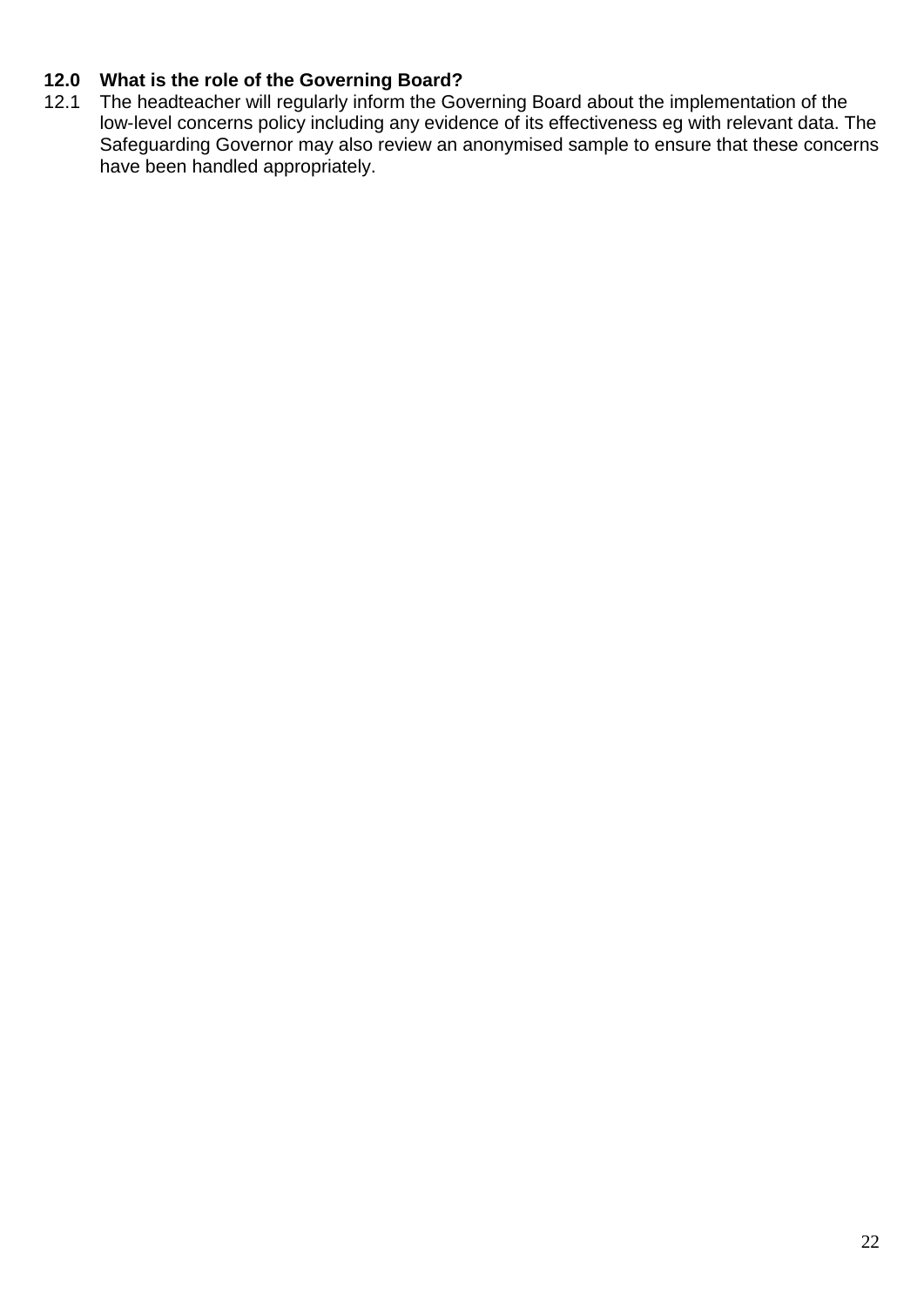## 12.0 What is the role of the Governing Board?

12.1 The headteacher will regularly inform the Governing Board about the implementation of the low-level concerns policy including any evidence of its effectiveness eg with relevant data. The Safeguarding Governor may also review an anonymised sample to ensure that these concerns have been handled appropriately.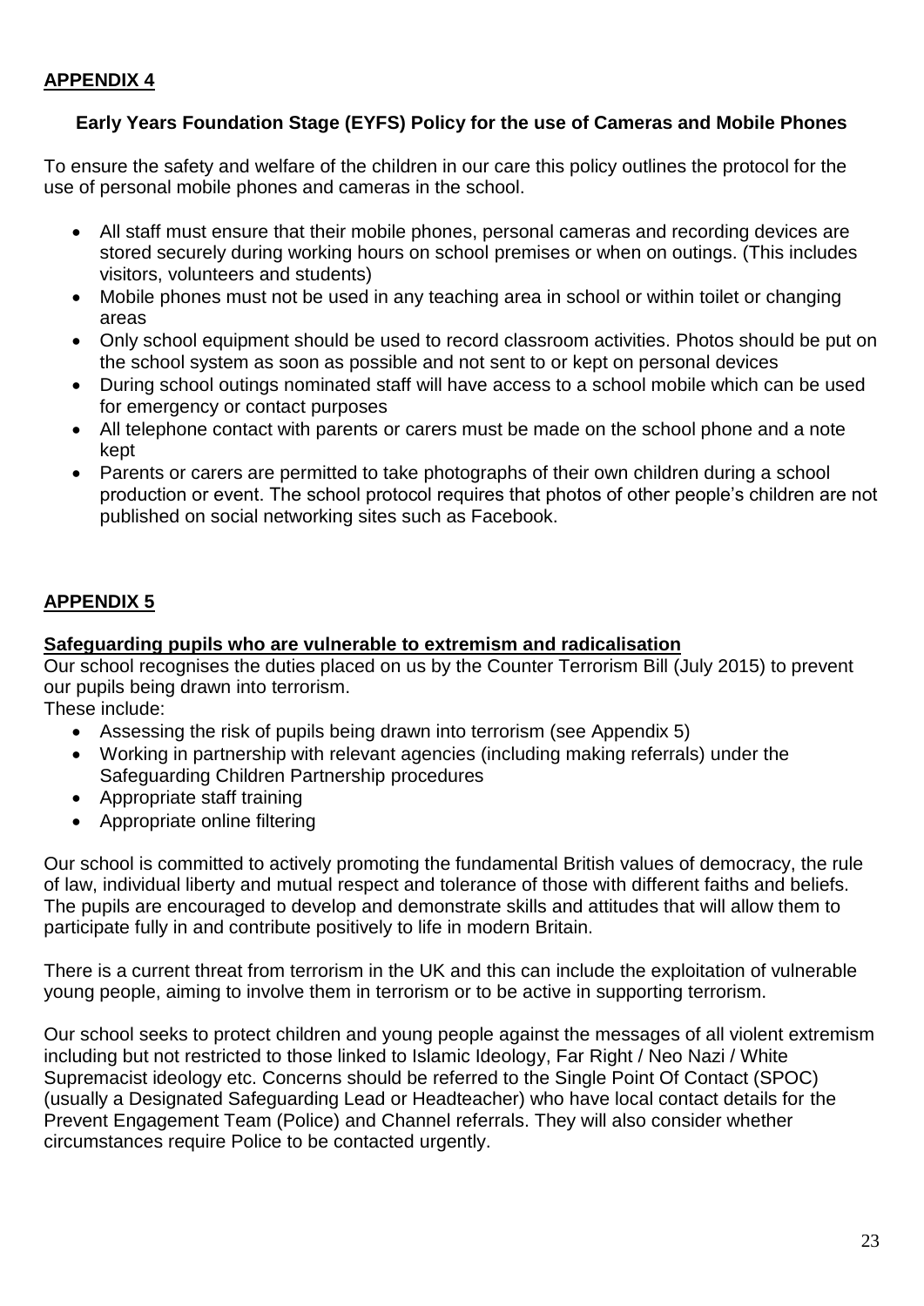## APPENDIX 4

### Early Years Foundation Stage (EYFS) Policy for the use of Cameras and Mobile Phones

To ensure the safety and welfare of the children in our care this policy outlines the protocol for the use of personal mobile phones and cameras in the school.

- All staff must ensure that their mobile phones, personal cameras and recording devices are stored securely during working hours on school premises or when on outings. (This includes visitors, volunteers and students)
- Mobile phones must not be used in any teaching area in school or within toilet or changing areas
- Only school equipment should be used to record classroom activities. Photos should be put on the school system as soon as possible and not sent to or kept on personal devices
- During school outings nominated staff will have access to a school mobile which can be used for emergency or contact purposes
- All telephone contact with parents or carers must be made on the school phone and a note kept
- Parents or carers are permitted to take photographs of their own children during a school production or event. The school protocol requires that photos of other people's children are not published on social networking sites such as Facebook.

## APPENDIX 5

### Safeguarding pupils who are vulnerable to extremism and radicalisation

Our school recognises the duties placed on us by the Counter Terrorism Bill (July 2015) to prevent our pupils being drawn into terrorism.

These include:

- Assessing the risk of pupils being drawn into terrorism (see Appendix 5)
- Working in partnership with relevant agencies (including making referrals) under the Safeguarding Children Partnership procedures
- Appropriate staff training
- Appropriate online filtering

Our school is committed to actively promoting the fundamental British values of democracy, the rule of law, individual liberty and mutual respect and tolerance of those with different faiths and beliefs. The pupils are encouraged to develop and demonstrate skills and attitudes that will allow them to participate fully in and contribute positively to life in modern Britain.

There is a current threat from terrorism in the UK and this can include the exploitation of vulnerable young people, aiming to involve them in terrorism or to be active in supporting terrorism.

Our school seeks to protect children and young people against the messages of all violent extremism including but not restricted to those linked to Islamic Ideology, Far Right / Neo Nazi / White Supremacist ideology etc. Concerns should be referred to the Single Point Of Contact (SPOC) (usually a Designated Safeguarding Lead or Headteacher) who have local contact details for the Prevent Engagement Team (Police) and Channel referrals. They will also consider whether circumstances require Police to be contacted urgently.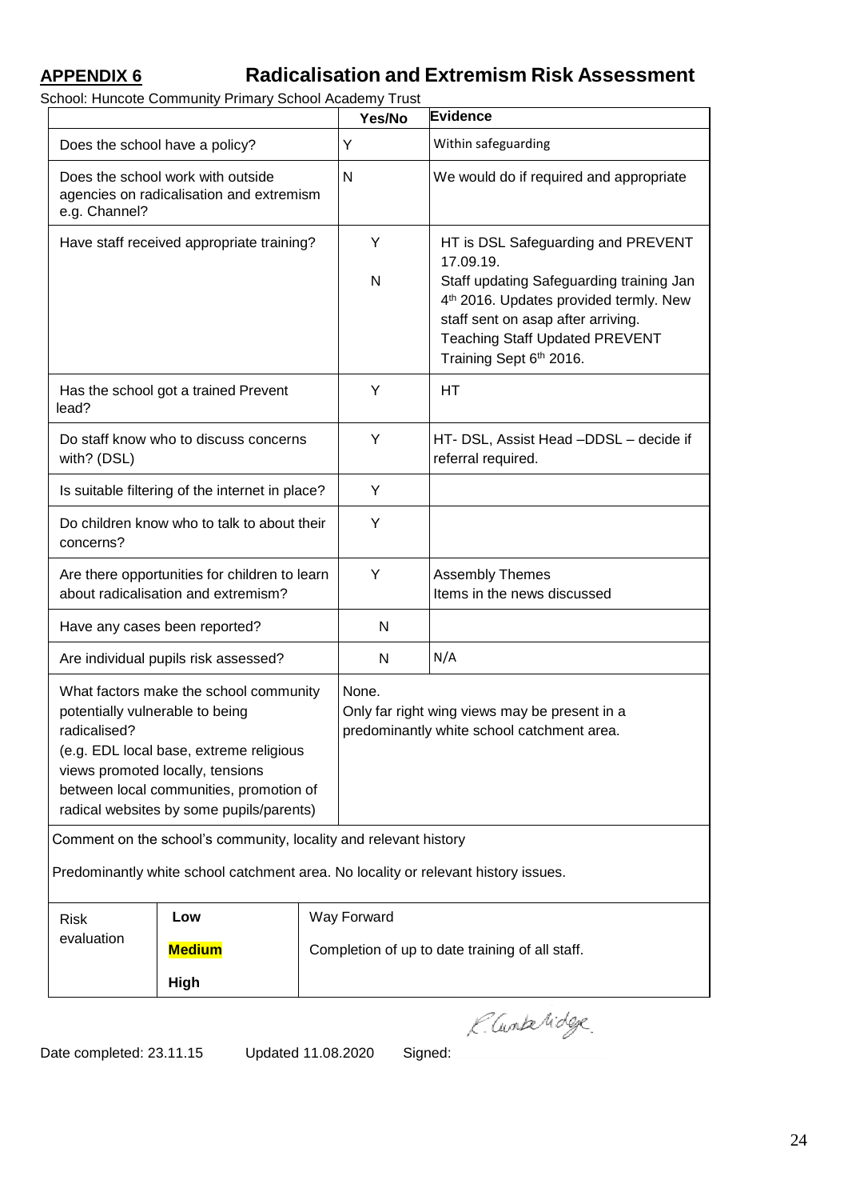**APPENDIX 6** **Radicalisation and Extremism Risk Assessment**

School: Huncote Community Primary School Academy Trust

| | Yes/No | Evidence |
|---|---|---|
| Does the school have a policy? | Y | Within safeguarding |
| Does the school work with outside agencies on radicalisation and extremism e.g. Channel? | N | We would do if required and appropriate |
| Have staff received appropriate training? | Y<br>N | HT is DSL Safeguarding and PREVENT 17.09.19.<br>Staff updating Safeguarding training Jan 4th 2016. Updates provided termly. New staff sent on asap after arriving. Teaching Staff Updated PREVENT Training Sept 6th 2016. |
| Has the school got a trained Prevent lead? | Y | HT |
| Do staff know who to discuss concerns with? (DSL) | Y | HT- DSL, Assist Head –DDSL – decide if referral required. |
| Is suitable filtering of the internet in place? | Y | |
| Do children know who to talk to about their concerns? | Y | |
| Are there opportunities for children to learn about radicalisation and extremism? | Y | Assembly Themes<br>Items in the news discussed |
| Have any cases been reported? | N | |
| Are individual pupils risk assessed? | N | N/A |
| What factors make the school community potentially vulnerable to being radicalised?<br>(e.g. EDL local base, extreme religious views promoted locally, tensions between local communities, promotion of radical websites by some pupils/parents) | None.<br>Only far right wing views may be present in a predominantly white school catchment area. | |

Comment on the school's community, locality and relevant history

Predominantly white school catchment area. No locality or relevant history issues.

| Risk evaluation | | Way Forward |
|---|---|---|
| | Low | Completion of up to date training of all staff. |
| | **Medium** | |
| | High | |

Date completed: 23.11.15 Updated 11.08.2020 Signed: R. Cuntaridge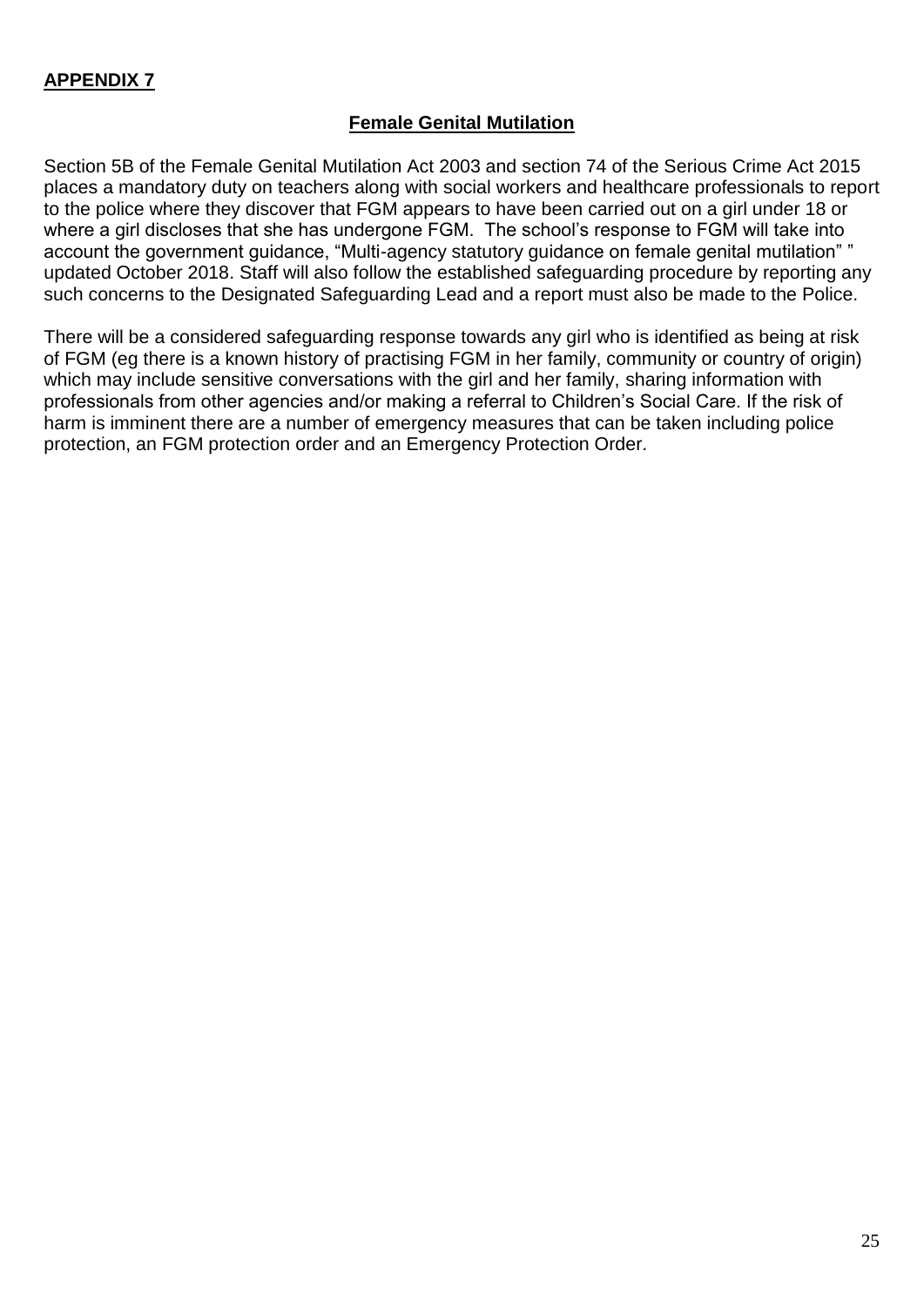**APPENDIX 7**

## Female Genital Mutilation

Section 5B of the Female Genital Mutilation Act 2003 and section 74 of the Serious Crime Act 2015 places a mandatory duty on teachers along with social workers and healthcare professionals to report to the police where they discover that FGM appears to have been carried out on a girl under 18 or where a girl discloses that she has undergone FGM. The school's response to FGM will take into account the government guidance, "Multi-agency statutory guidance on female genital mutilation" " updated October 2018. Staff will also follow the established safeguarding procedure by reporting any such concerns to the Designated Safeguarding Lead and a report must also be made to the Police.

There will be a considered safeguarding response towards any girl who is identified as being at risk of FGM (eg there is a known history of practising FGM in her family, community or country of origin) which may include sensitive conversations with the girl and her family, sharing information with professionals from other agencies and/or making a referral to Children's Social Care. If the risk of harm is imminent there are a number of emergency measures that can be taken including police protection, an FGM protection order and an Emergency Protection Order.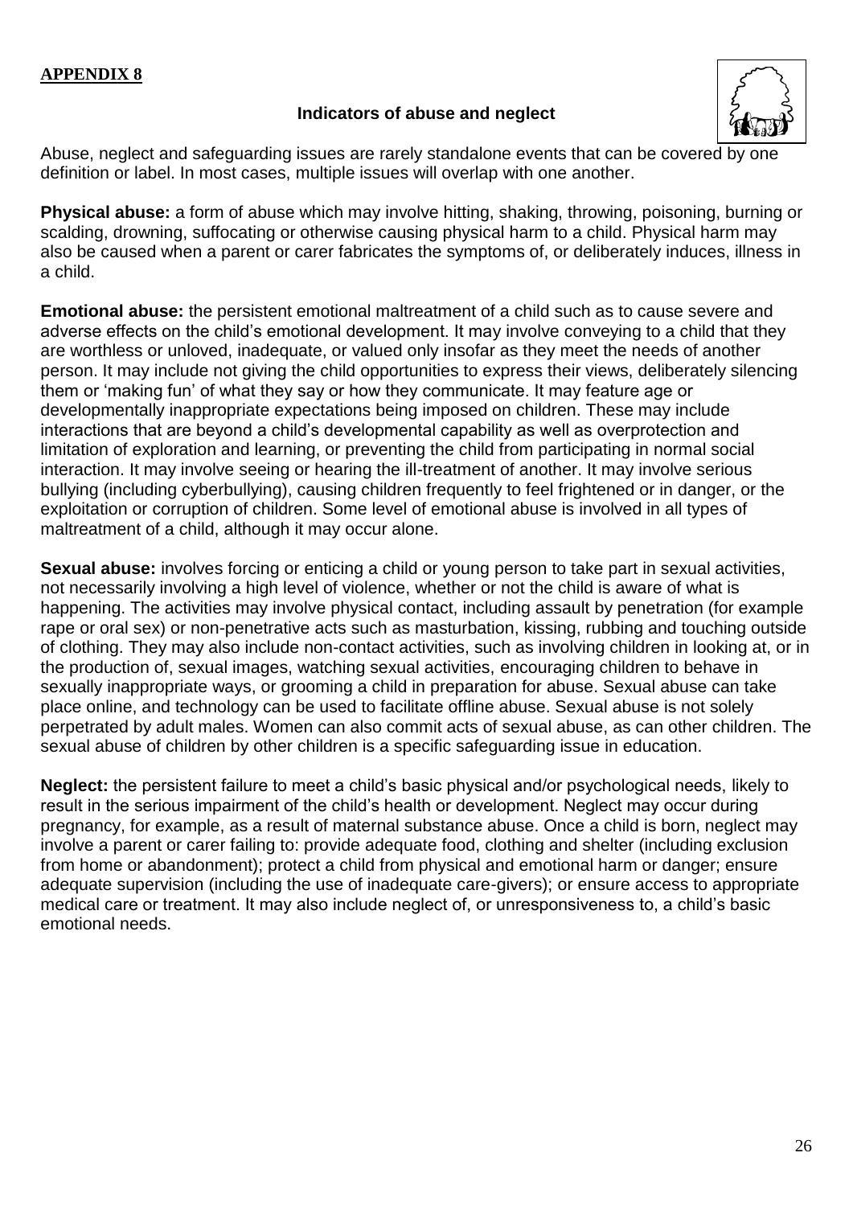**APPENDIX 8**

### Indicators of abuse and neglect

Abuse, neglect and safeguarding issues are rarely standalone events that can be covered by one definition or label. In most cases, multiple issues will overlap with one another.

**Physical abuse:** a form of abuse which may involve hitting, shaking, throwing, poisoning, burning or scalding, drowning, suffocating or otherwise causing physical harm to a child. Physical harm may also be caused when a parent or carer fabricates the symptoms of, or deliberately induces, illness in a child.

**Emotional abuse:** the persistent emotional maltreatment of a child such as to cause severe and adverse effects on the child's emotional development. It may involve conveying to a child that they are worthless or unloved, inadequate, or valued only insofar as they meet the needs of another person. It may include not giving the child opportunities to express their views, deliberately silencing them or 'making fun' of what they say or how they communicate. It may feature age or developmentally inappropriate expectations being imposed on children. These may include interactions that are beyond a child's developmental capability as well as overprotection and limitation of exploration and learning, or preventing the child from participating in normal social interaction. It may involve seeing or hearing the ill-treatment of another. It may involve serious bullying (including cyberbullying), causing children frequently to feel frightened or in danger, or the exploitation or corruption of children. Some level of emotional abuse is involved in all types of maltreatment of a child, although it may occur alone.

**Sexual abuse:** involves forcing or enticing a child or young person to take part in sexual activities, not necessarily involving a high level of violence, whether or not the child is aware of what is happening. The activities may involve physical contact, including assault by penetration (for example rape or oral sex) or non-penetrative acts such as masturbation, kissing, rubbing and touching outside of clothing. They may also include non-contact activities, such as involving children in looking at, or in the production of, sexual images, watching sexual activities, encouraging children to behave in sexually inappropriate ways, or grooming a child in preparation for abuse. Sexual abuse can take place online, and technology can be used to facilitate offline abuse. Sexual abuse is not solely perpetrated by adult males. Women can also commit acts of sexual abuse, as can other children. The sexual abuse of children by other children is a specific safeguarding issue in education.

**Neglect:** the persistent failure to meet a child's basic physical and/or psychological needs, likely to result in the serious impairment of the child's health or development. Neglect may occur during pregnancy, for example, as a result of maternal substance abuse. Once a child is born, neglect may involve a parent or carer failing to: provide adequate food, clothing and shelter (including exclusion from home or abandonment); protect a child from physical and emotional harm or danger; ensure adequate supervision (including the use of inadequate care-givers); or ensure access to appropriate medical care or treatment. It may also include neglect of, or unresponsiveness to, a child's basic emotional needs.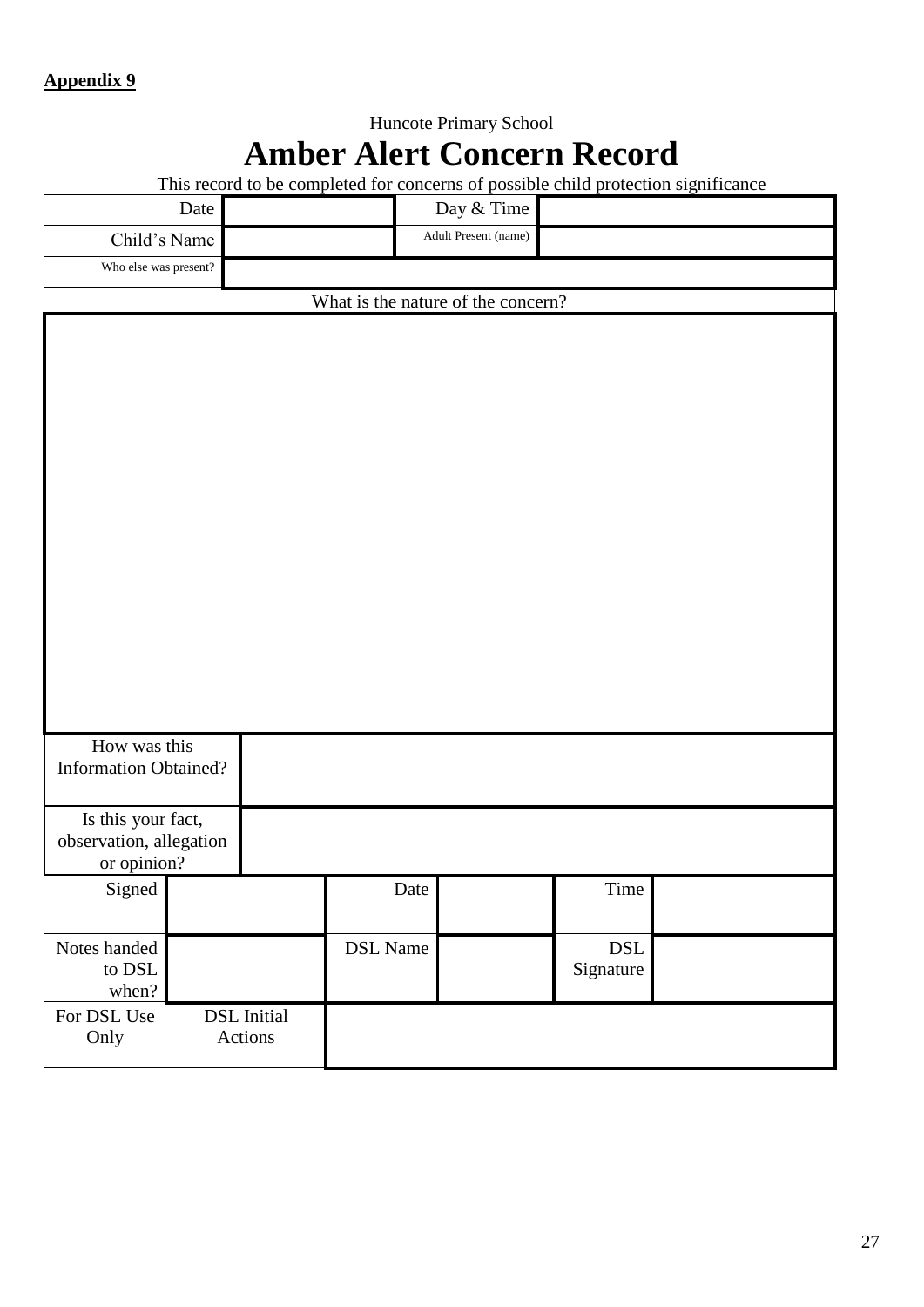**Appendix 9**

Huncote Primary School

# Amber Alert Concern Record

This record to be completed for concerns of possible child protection significance

| Date | | Day & Time | |
|---|---|---|---|
| Child's Name | | Adult Present (name) | |
| Who else was present? | | | |

| What is the nature of the concern? |
|---|
| |

| How was this Information Obtained? | |
|---|---|
| Is this your fact, observation, allegation or opinion? | |

| Signed | | Date | | Time | |
|---|---|---|---|---|---|
| Notes handed to DSL when? | | DSL Name | | DSL Signature | |
| For DSL Use Only | DSL Initial Actions | | | | |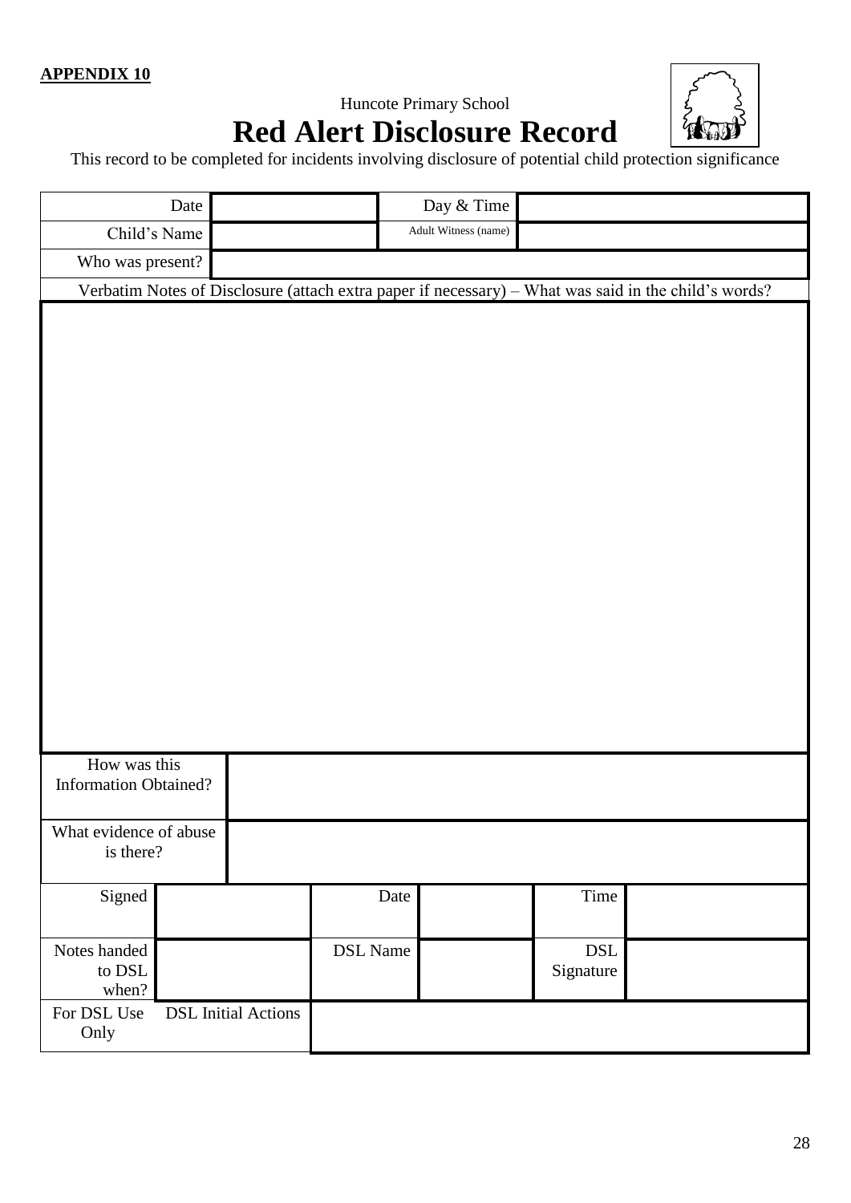**APPENDIX 10**

Huncote Primary School

# Red Alert Disclosure Record

This record to be completed for incidents involving disclosure of potential child protection significance

| | | | |
|---|---|---|---|
| Date | | Day & Time | |
| Child's Name | | Adult Witness (name) | |
| Who was present? | | | |

Verbatim Notes of Disclosure (attach extra paper if necessary) – What was said in the child's words?

| | |
|---|---|
| How was this Information Obtained? | |
| What evidence of abuse is there? | |

| | | | | | |
|---|---|---|---|---|---|
| Signed | | Date | | Time | |
| Notes handed to DSL when? | | DSL Name | | DSL Signature | |
| For DSL Use Only | DSL Initial Actions | | | | |